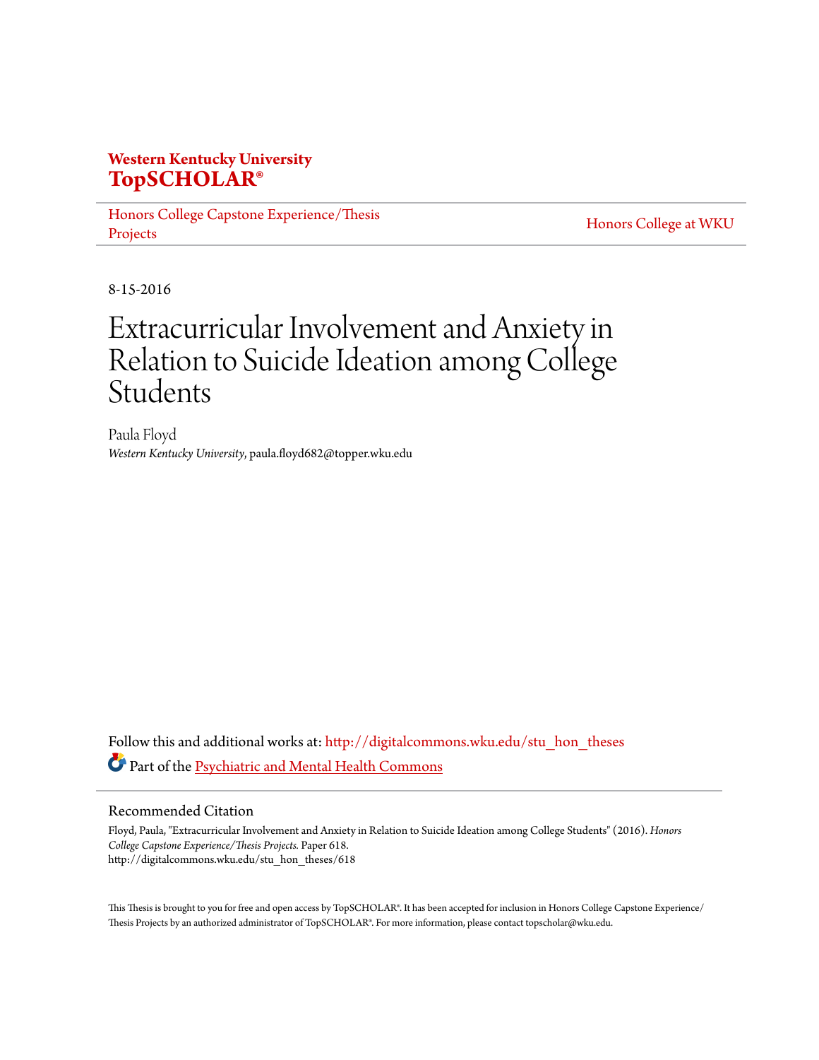**Western Kentucky University**
**TopSCHOLAR®**

Honors College Capstone Experience/Thesis Projects | Honors College at WKU

8-15-2016

# Extracurricular Involvement and Anxiety in Relation to Suicide Ideation among College Students

Paula Floyd
*Western Kentucky University*, paula.floyd682@topper.wku.edu

Follow this and additional works at: http://digitalcommons.wku.edu/stu_hon_theses

Part of the Psychiatric and Mental Health Commons

## Recommended Citation

Floyd, Paula, "Extracurricular Involvement and Anxiety in Relation to Suicide Ideation among College Students" (2016). *Honors College Capstone Experience/Thesis Projects.* Paper 618.
http://digitalcommons.wku.edu/stu_hon_theses/618

This Thesis is brought to you for free and open access by TopSCHOLAR®. It has been accepted for inclusion in Honors College Capstone Experience/Thesis Projects by an authorized administrator of TopSCHOLAR®. For more information, please contact topscholar@wku.edu.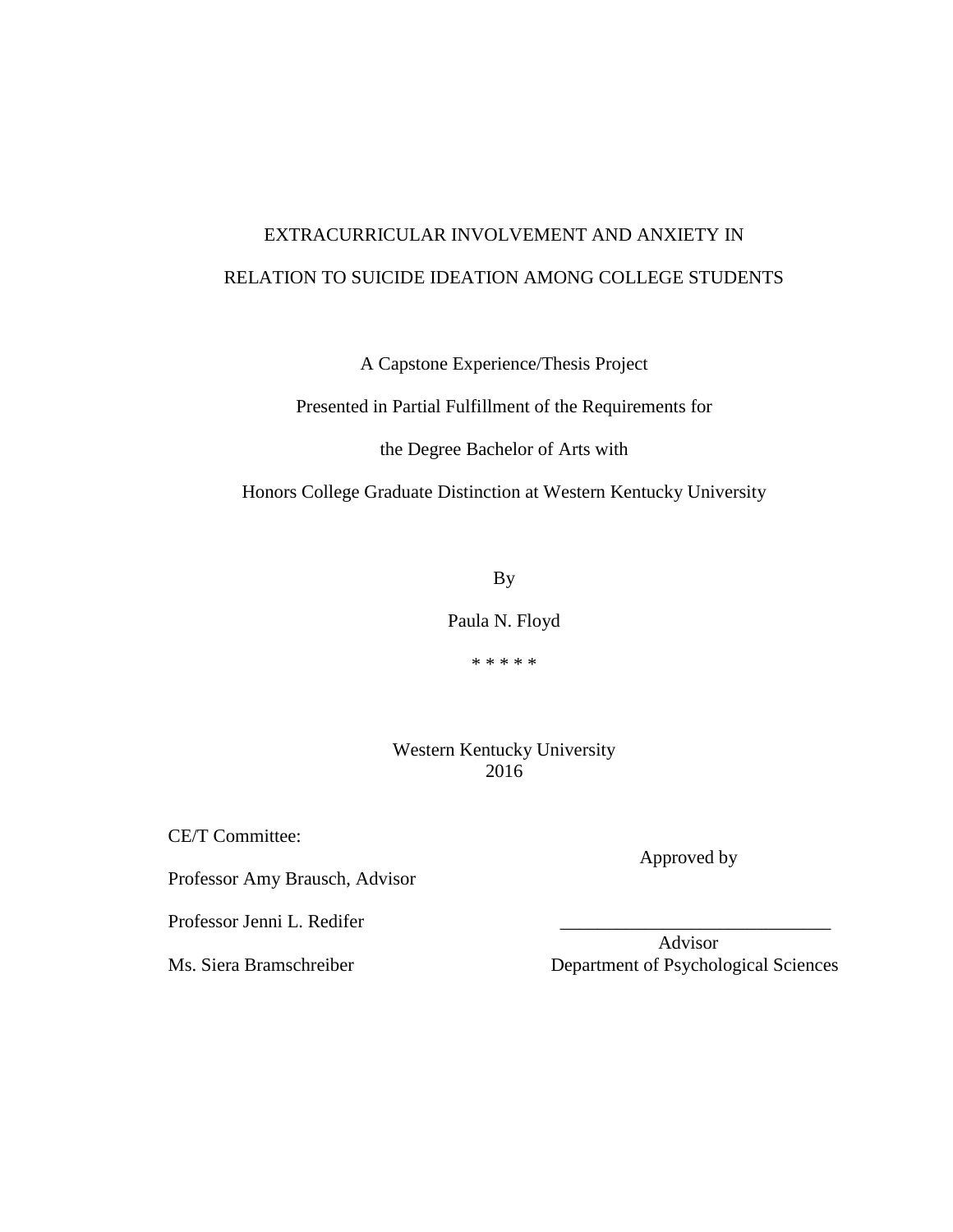# EXTRACURRICULAR INVOLVEMENT AND ANXIETY IN RELATION TO SUICIDE IDEATION AMONG COLLEGE STUDENTS

A Capstone Experience/Thesis Project

Presented in Partial Fulfillment of the Requirements for

the Degree Bachelor of Arts with

Honors College Graduate Distinction at Western Kentucky University

By

Paula N. Floyd

* * * * *

Western Kentucky University
2016

CE/T Committee:

Professor Amy Brausch, Advisor

Professor Jenni L. Redifer

Ms. Siera Bramschreiber

Approved by

_____________________________
Advisor
Department of Psychological Sciences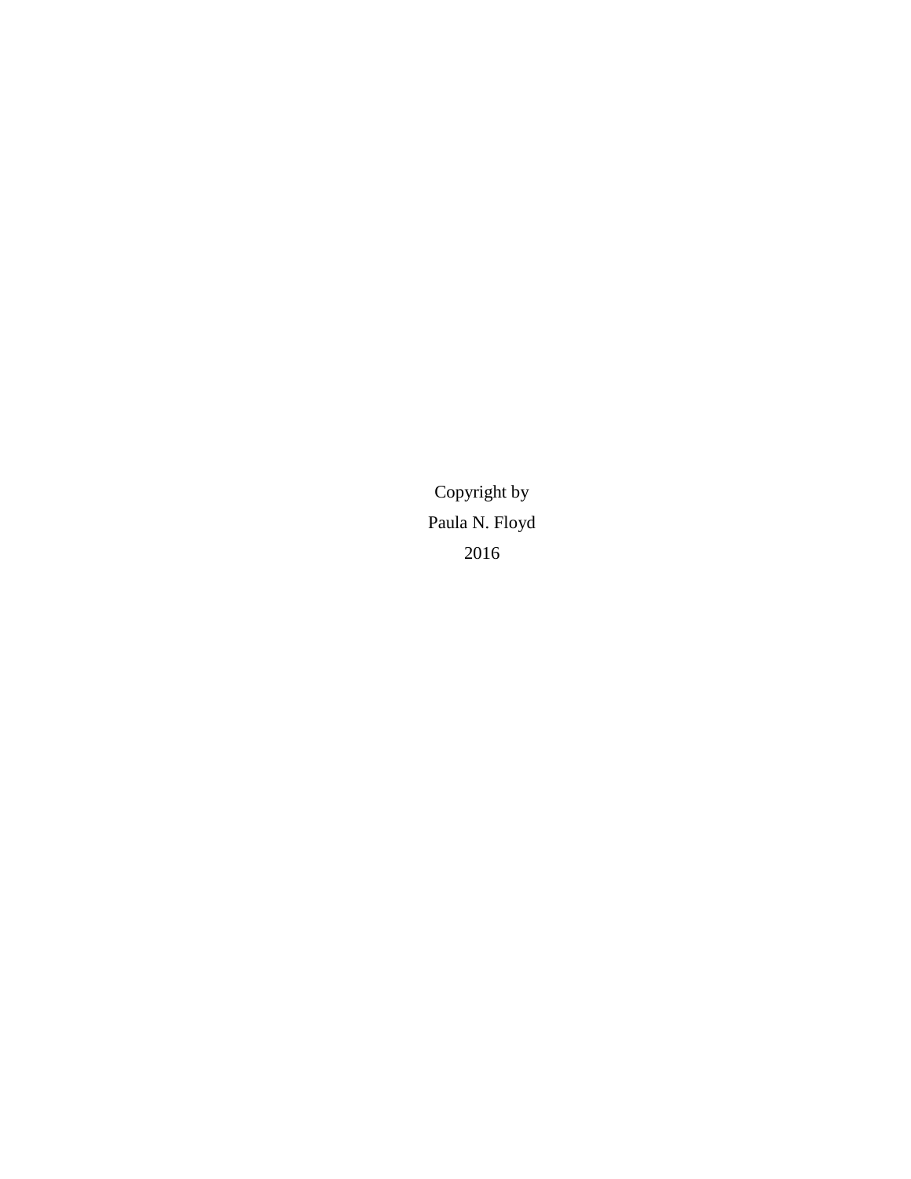Copyright by

Paula N. Floyd

2016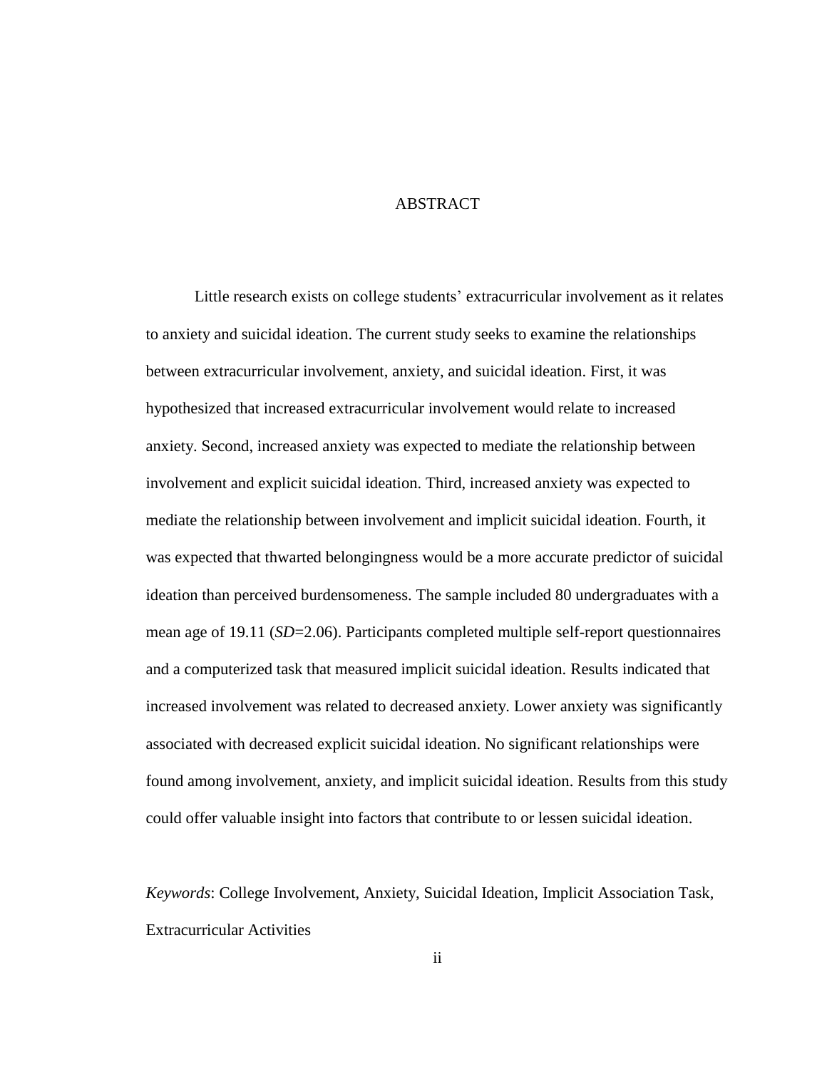# ABSTRACT

Little research exists on college students' extracurricular involvement as it relates to anxiety and suicidal ideation. The current study seeks to examine the relationships between extracurricular involvement, anxiety, and suicidal ideation. First, it was hypothesized that increased extracurricular involvement would relate to increased anxiety. Second, increased anxiety was expected to mediate the relationship between involvement and explicit suicidal ideation. Third, increased anxiety was expected to mediate the relationship between involvement and implicit suicidal ideation. Fourth, it was expected that thwarted belongingness would be a more accurate predictor of suicidal ideation than perceived burdensomeness. The sample included 80 undergraduates with a mean age of 19.11 (*SD*=2.06). Participants completed multiple self-report questionnaires and a computerized task that measured implicit suicidal ideation. Results indicated that increased involvement was related to decreased anxiety. Lower anxiety was significantly associated with decreased explicit suicidal ideation. No significant relationships were found among involvement, anxiety, and implicit suicidal ideation. Results from this study could offer valuable insight into factors that contribute to or lessen suicidal ideation.

*Keywords*: College Involvement, Anxiety, Suicidal Ideation, Implicit Association Task, Extracurricular Activities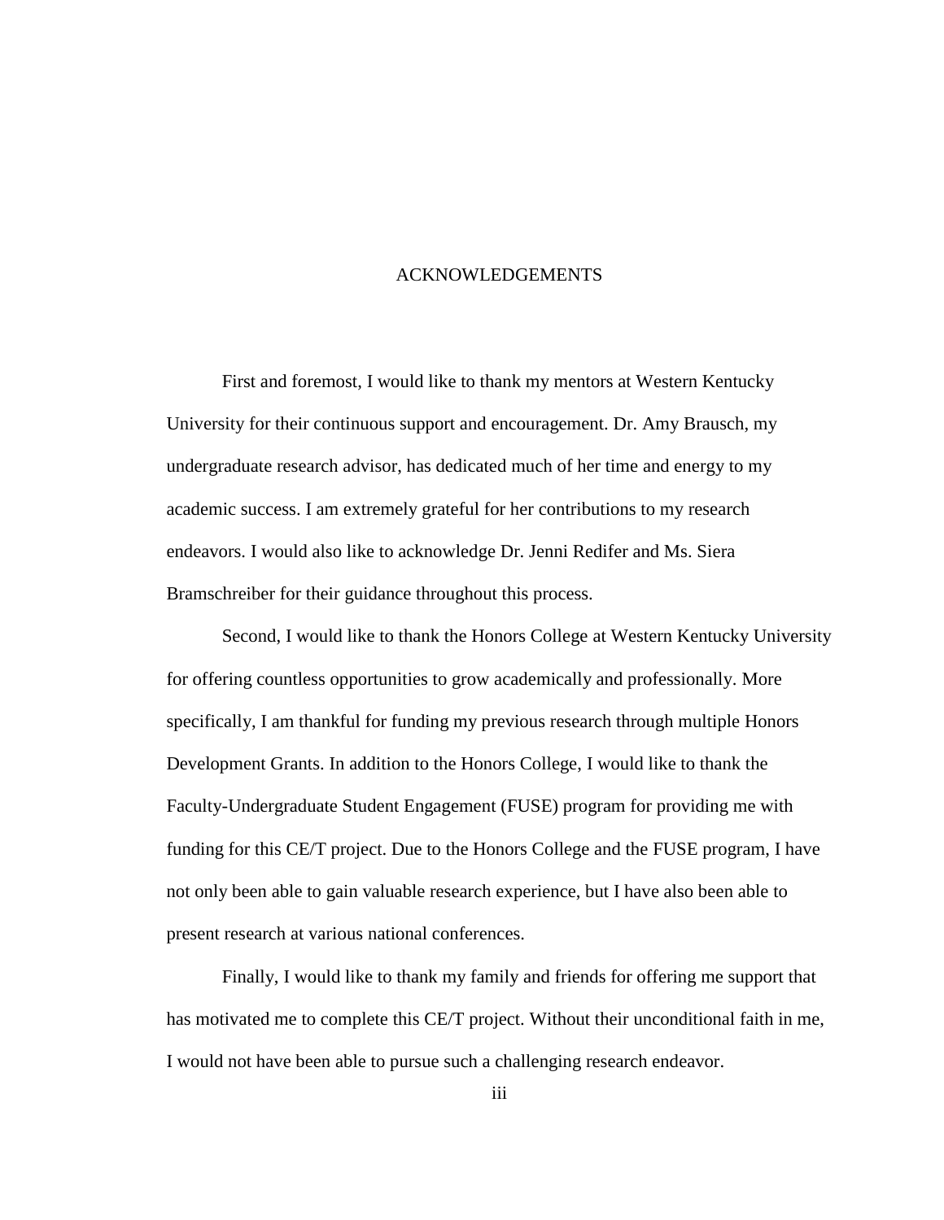# ACKNOWLEDGEMENTS

First and foremost, I would like to thank my mentors at Western Kentucky University for their continuous support and encouragement. Dr. Amy Brausch, my undergraduate research advisor, has dedicated much of her time and energy to my academic success. I am extremely grateful for her contributions to my research endeavors. I would also like to acknowledge Dr. Jenni Redifer and Ms. Siera Bramschreiber for their guidance throughout this process.

Second, I would like to thank the Honors College at Western Kentucky University for offering countless opportunities to grow academically and professionally. More specifically, I am thankful for funding my previous research through multiple Honors Development Grants. In addition to the Honors College, I would like to thank the Faculty-Undergraduate Student Engagement (FUSE) program for providing me with funding for this CE/T project. Due to the Honors College and the FUSE program, I have not only been able to gain valuable research experience, but I have also been able to present research at various national conferences.

Finally, I would like to thank my family and friends for offering me support that has motivated me to complete this CE/T project. Without their unconditional faith in me, I would not have been able to pursue such a challenging research endeavor.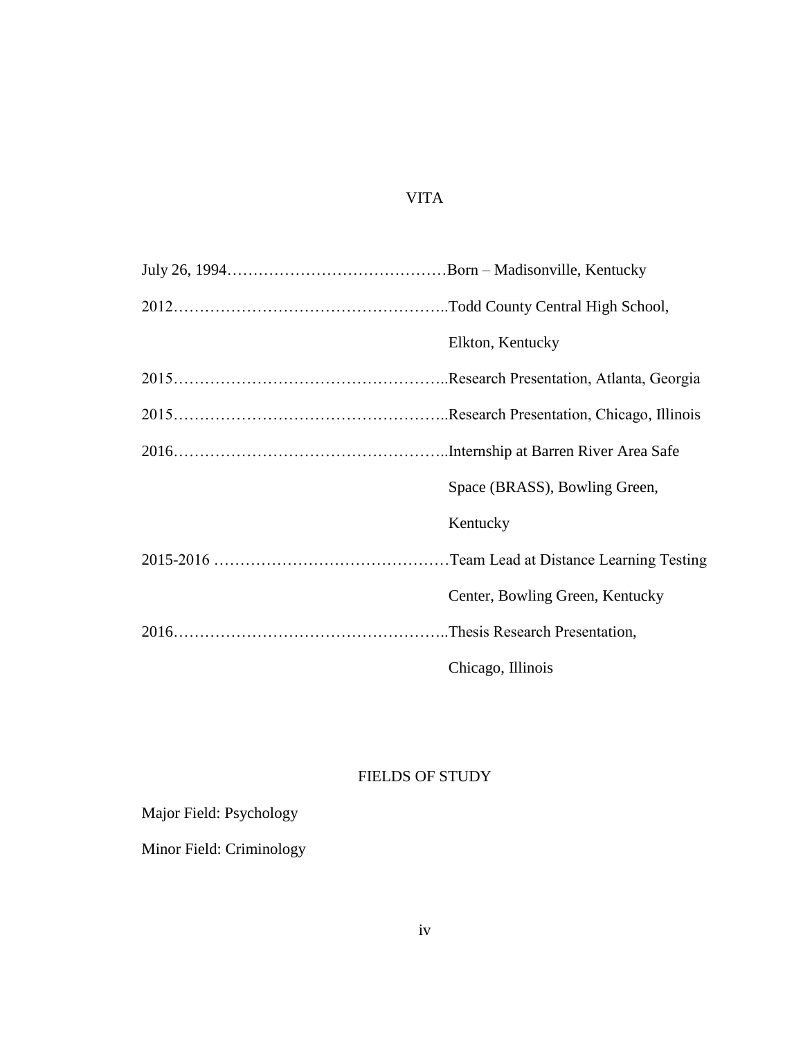# VITA

| | |
|---|---|
| July 26, 1994 | Born – Madisonville, Kentucky |
| 2012 | Todd County Central High School, Elkton, Kentucky |
| 2015 | Research Presentation, Atlanta, Georgia |
| 2015 | Research Presentation, Chicago, Illinois |
| 2016 | Internship at Barren River Area Safe Space (BRASS), Bowling Green, Kentucky |
| 2015-2016 | Team Lead at Distance Learning Testing Center, Bowling Green, Kentucky |
| 2016 | Thesis Research Presentation, Chicago, Illinois |

# FIELDS OF STUDY

Major Field: Psychology

Minor Field: Criminology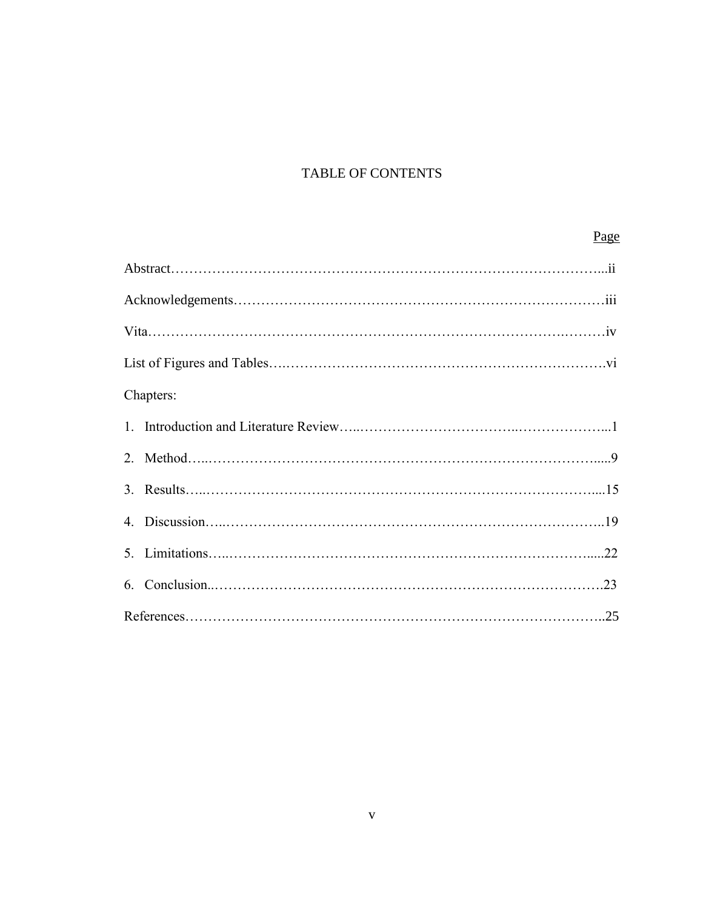# TABLE OF CONTENTS

Page

Abstract……………………………………………………………………………………...ii

Acknowledgements…………………………………………………………………………iii

Vita……………………………………………………………………………….………iv

List of Figures and Tables….…………………………………………………………….vi

Chapters:

1. Introduction and Literature Review…..……………………………..………………...1
2. Method…..……………………………………………………………………………....9
3. Results…..…………………………………………………………………………....15
4. Discussion…..………………………………………………………………………..19
5. Limitations…..…………………………………………………………………….....22
6. Conclusion..………………………………………………………………………….23

References………………………………………………………………………………..25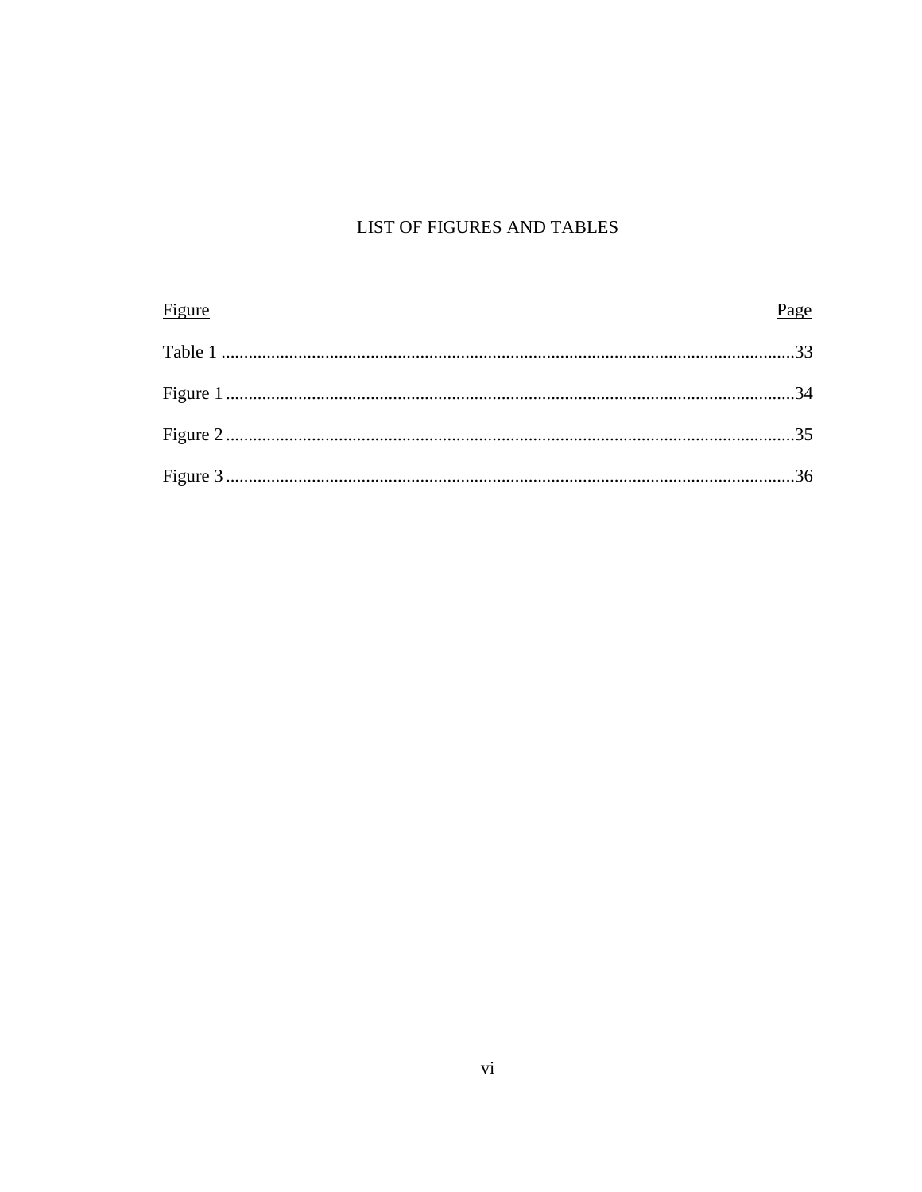# LIST OF FIGURES AND TABLES

| Figure | Page |
|---|---|
| Table 1 | 33 |
| Figure 1 | 34 |
| Figure 2 | 35 |
| Figure 3 | 36 |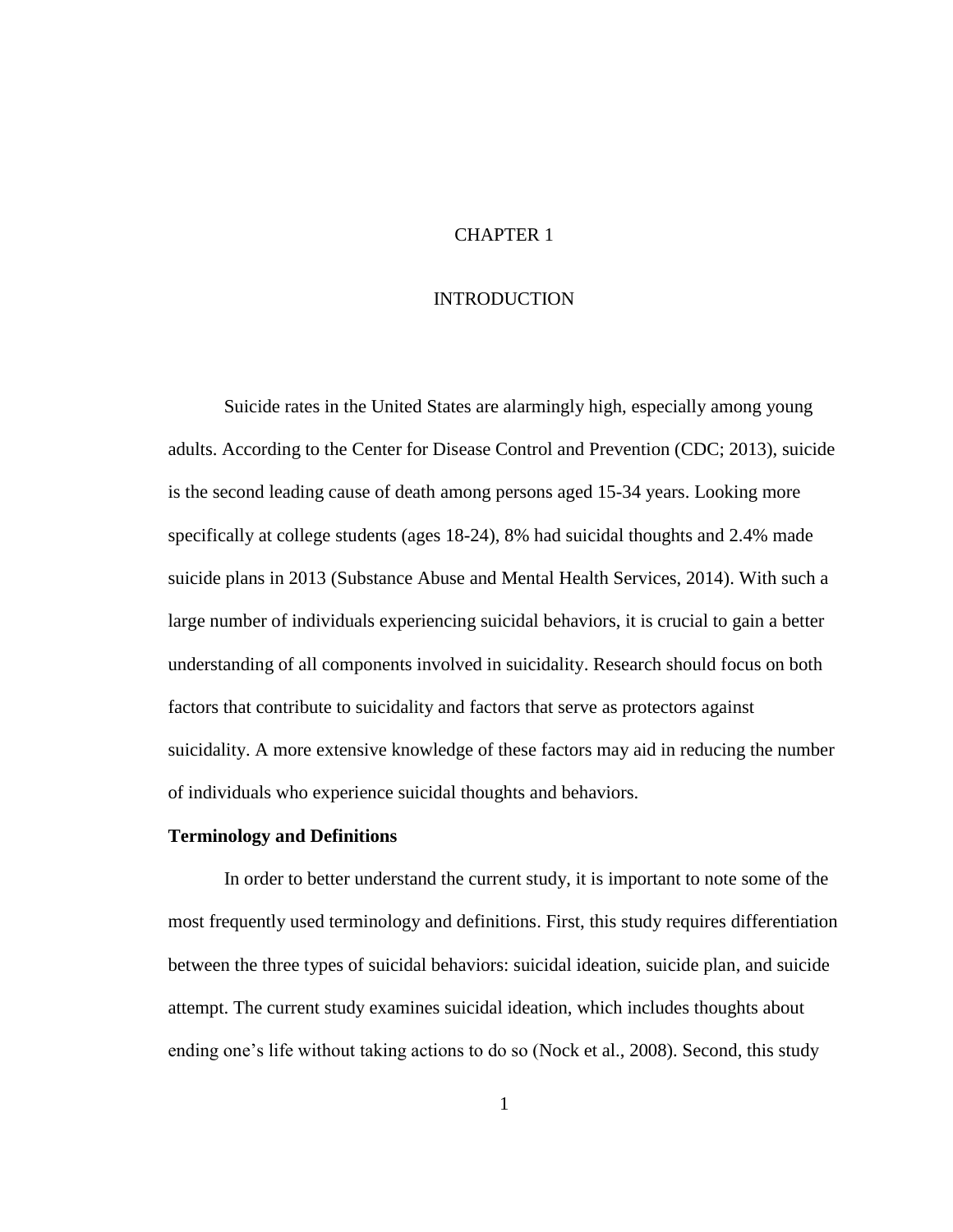# CHAPTER 1

# INTRODUCTION

Suicide rates in the United States are alarmingly high, especially among young adults. According to the Center for Disease Control and Prevention (CDC; 2013), suicide is the second leading cause of death among persons aged 15-34 years. Looking more specifically at college students (ages 18-24), 8% had suicidal thoughts and 2.4% made suicide plans in 2013 (Substance Abuse and Mental Health Services, 2014). With such a large number of individuals experiencing suicidal behaviors, it is crucial to gain a better understanding of all components involved in suicidality. Research should focus on both factors that contribute to suicidality and factors that serve as protectors against suicidality. A more extensive knowledge of these factors may aid in reducing the number of individuals who experience suicidal thoughts and behaviors.

## Terminology and Definitions

In order to better understand the current study, it is important to note some of the most frequently used terminology and definitions. First, this study requires differentiation between the three types of suicidal behaviors: suicidal ideation, suicide plan, and suicide attempt. The current study examines suicidal ideation, which includes thoughts about ending one's life without taking actions to do so (Nock et al., 2008). Second, this study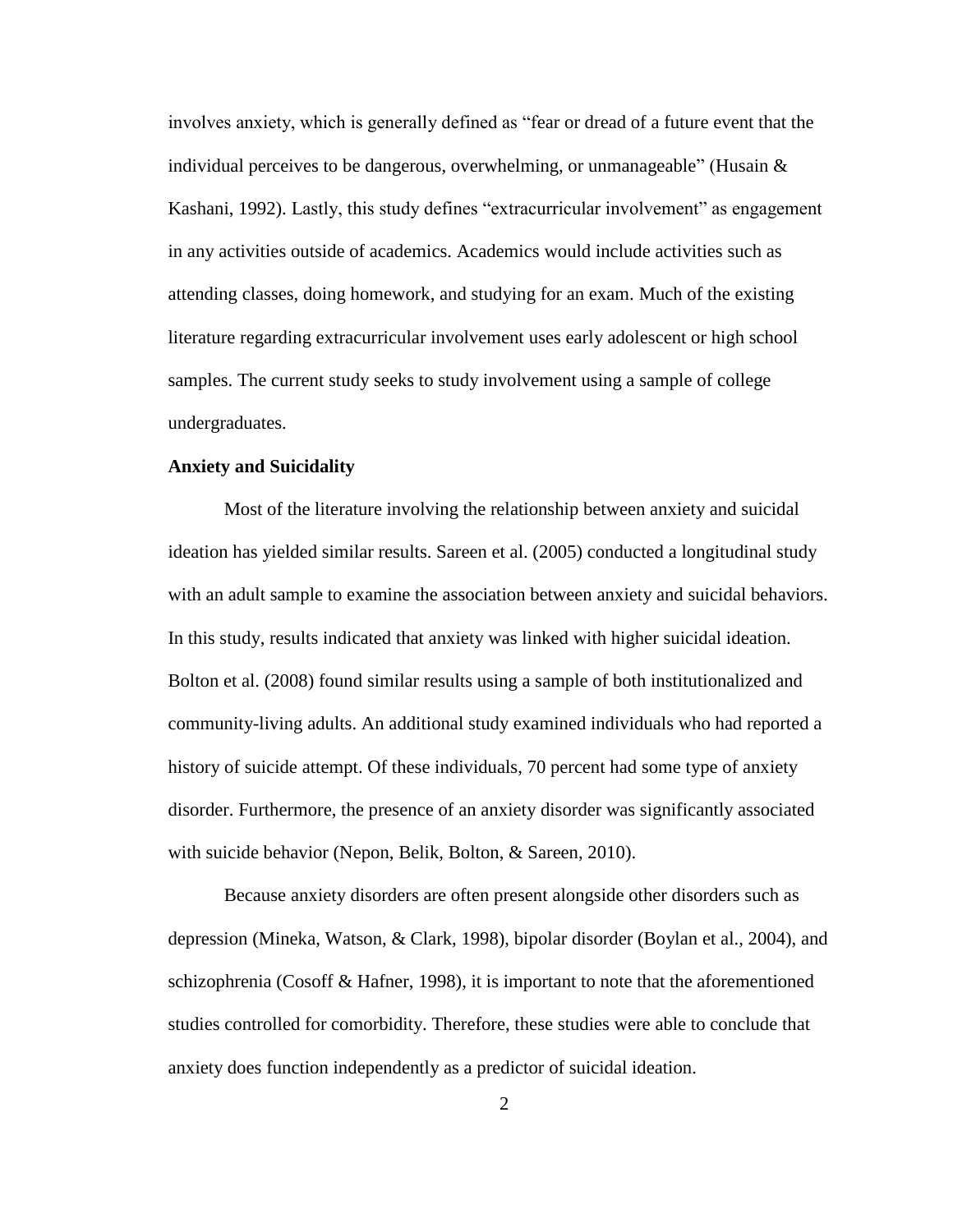involves anxiety, which is generally defined as "fear or dread of a future event that the individual perceives to be dangerous, overwhelming, or unmanageable" (Husain & Kashani, 1992). Lastly, this study defines "extracurricular involvement" as engagement in any activities outside of academics. Academics would include activities such as attending classes, doing homework, and studying for an exam. Much of the existing literature regarding extracurricular involvement uses early adolescent or high school samples. The current study seeks to study involvement using a sample of college undergraduates.

**Anxiety and Suicidality**

Most of the literature involving the relationship between anxiety and suicidal ideation has yielded similar results. Sareen et al. (2005) conducted a longitudinal study with an adult sample to examine the association between anxiety and suicidal behaviors. In this study, results indicated that anxiety was linked with higher suicidal ideation. Bolton et al. (2008) found similar results using a sample of both institutionalized and community-living adults. An additional study examined individuals who had reported a history of suicide attempt. Of these individuals, 70 percent had some type of anxiety disorder. Furthermore, the presence of an anxiety disorder was significantly associated with suicide behavior (Nepon, Belik, Bolton, & Sareen, 2010).

Because anxiety disorders are often present alongside other disorders such as depression (Mineka, Watson, & Clark, 1998), bipolar disorder (Boylan et al., 2004), and schizophrenia (Cosoff & Hafner, 1998), it is important to note that the aforementioned studies controlled for comorbidity. Therefore, these studies were able to conclude that anxiety does function independently as a predictor of suicidal ideation.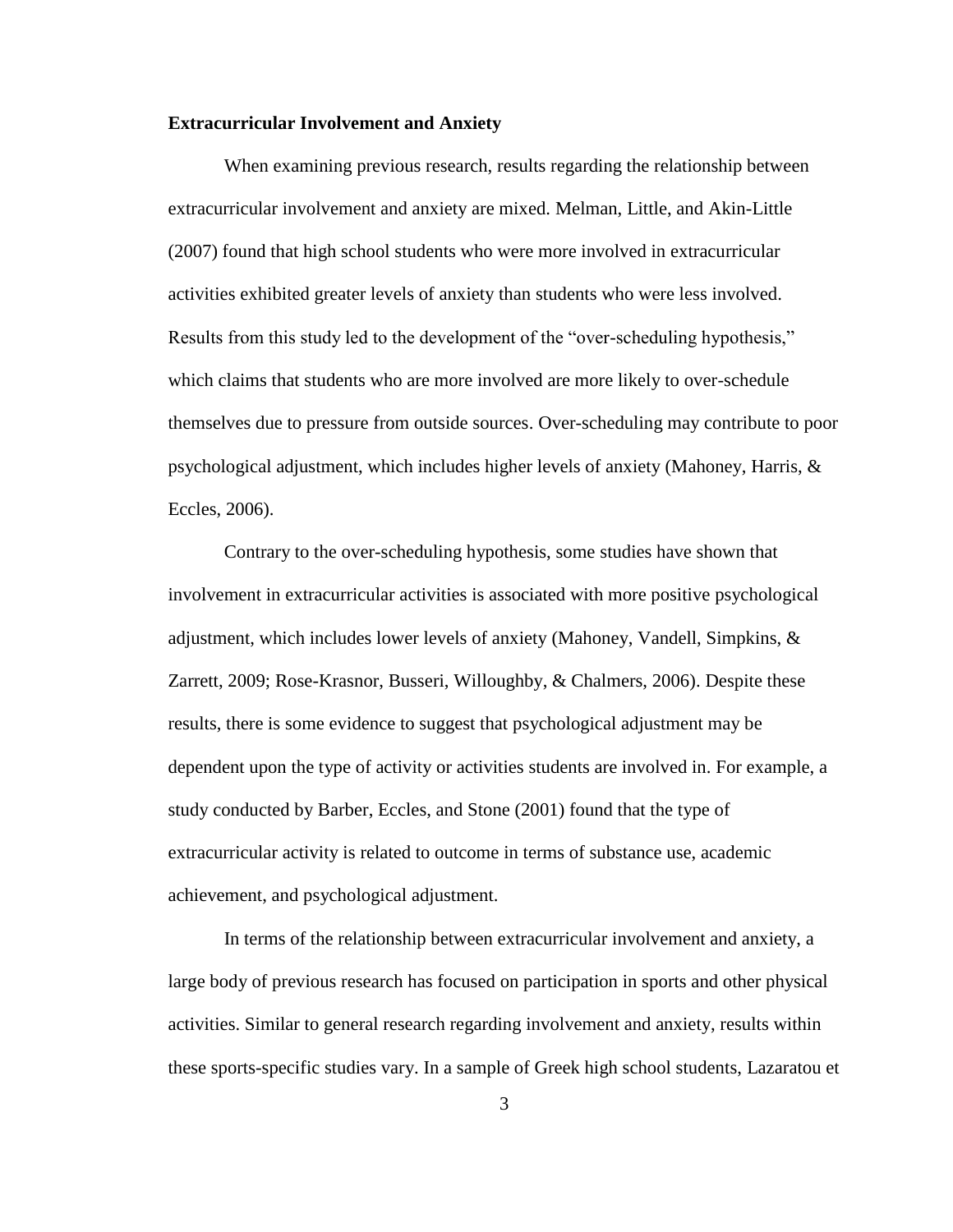### Extracurricular Involvement and Anxiety

When examining previous research, results regarding the relationship between extracurricular involvement and anxiety are mixed. Melman, Little, and Akin-Little (2007) found that high school students who were more involved in extracurricular activities exhibited greater levels of anxiety than students who were less involved. Results from this study led to the development of the "over-scheduling hypothesis," which claims that students who are more involved are more likely to over-schedule themselves due to pressure from outside sources. Over-scheduling may contribute to poor psychological adjustment, which includes higher levels of anxiety (Mahoney, Harris, & Eccles, 2006).

Contrary to the over-scheduling hypothesis, some studies have shown that involvement in extracurricular activities is associated with more positive psychological adjustment, which includes lower levels of anxiety (Mahoney, Vandell, Simpkins, & Zarrett, 2009; Rose-Krasnor, Busseri, Willoughby, & Chalmers, 2006). Despite these results, there is some evidence to suggest that psychological adjustment may be dependent upon the type of activity or activities students are involved in. For example, a study conducted by Barber, Eccles, and Stone (2001) found that the type of extracurricular activity is related to outcome in terms of substance use, academic achievement, and psychological adjustment.

In terms of the relationship between extracurricular involvement and anxiety, a large body of previous research has focused on participation in sports and other physical activities. Similar to general research regarding involvement and anxiety, results within these sports-specific studies vary. In a sample of Greek high school students, Lazaratou et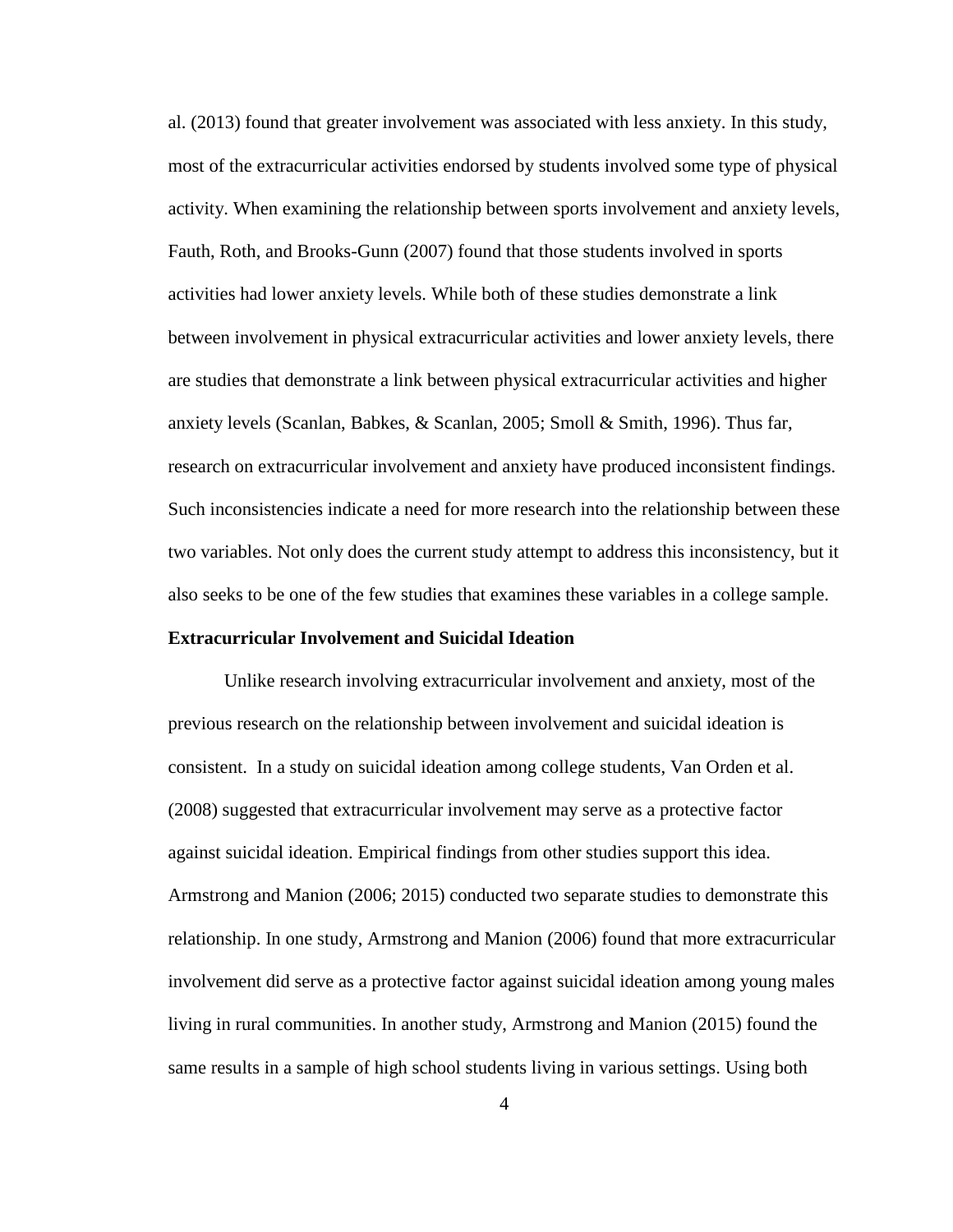al. (2013) found that greater involvement was associated with less anxiety. In this study, most of the extracurricular activities endorsed by students involved some type of physical activity. When examining the relationship between sports involvement and anxiety levels, Fauth, Roth, and Brooks-Gunn (2007) found that those students involved in sports activities had lower anxiety levels. While both of these studies demonstrate a link between involvement in physical extracurricular activities and lower anxiety levels, there are studies that demonstrate a link between physical extracurricular activities and higher anxiety levels (Scanlan, Babkes, & Scanlan, 2005; Smoll & Smith, 1996). Thus far, research on extracurricular involvement and anxiety have produced inconsistent findings. Such inconsistencies indicate a need for more research into the relationship between these two variables. Not only does the current study attempt to address this inconsistency, but it also seeks to be one of the few studies that examines these variables in a college sample.

**Extracurricular Involvement and Suicidal Ideation**

Unlike research involving extracurricular involvement and anxiety, most of the previous research on the relationship between involvement and suicidal ideation is consistent. In a study on suicidal ideation among college students, Van Orden et al. (2008) suggested that extracurricular involvement may serve as a protective factor against suicidal ideation. Empirical findings from other studies support this idea. Armstrong and Manion (2006; 2015) conducted two separate studies to demonstrate this relationship. In one study, Armstrong and Manion (2006) found that more extracurricular involvement did serve as a protective factor against suicidal ideation among young males living in rural communities. In another study, Armstrong and Manion (2015) found the same results in a sample of high school students living in various settings. Using both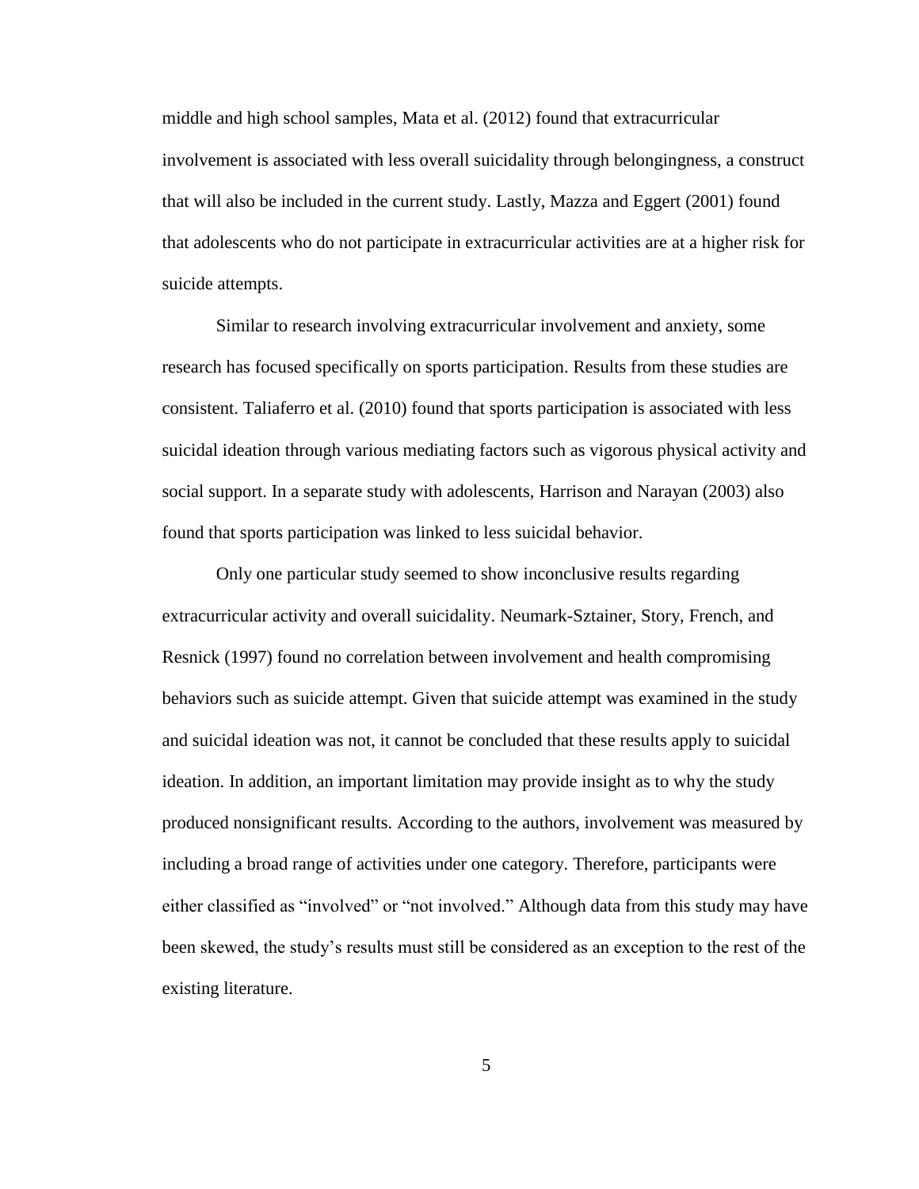middle and high school samples, Mata et al. (2012) found that extracurricular involvement is associated with less overall suicidality through belongingness, a construct that will also be included in the current study. Lastly, Mazza and Eggert (2001) found that adolescents who do not participate in extracurricular activities are at a higher risk for suicide attempts.

Similar to research involving extracurricular involvement and anxiety, some research has focused specifically on sports participation. Results from these studies are consistent. Taliaferro et al. (2010) found that sports participation is associated with less suicidal ideation through various mediating factors such as vigorous physical activity and social support. In a separate study with adolescents, Harrison and Narayan (2003) also found that sports participation was linked to less suicidal behavior.

Only one particular study seemed to show inconclusive results regarding extracurricular activity and overall suicidality. Neumark-Sztainer, Story, French, and Resnick (1997) found no correlation between involvement and health compromising behaviors such as suicide attempt. Given that suicide attempt was examined in the study and suicidal ideation was not, it cannot be concluded that these results apply to suicidal ideation. In addition, an important limitation may provide insight as to why the study produced nonsignificant results. According to the authors, involvement was measured by including a broad range of activities under one category. Therefore, participants were either classified as "involved" or "not involved." Although data from this study may have been skewed, the study's results must still be considered as an exception to the rest of the existing literature.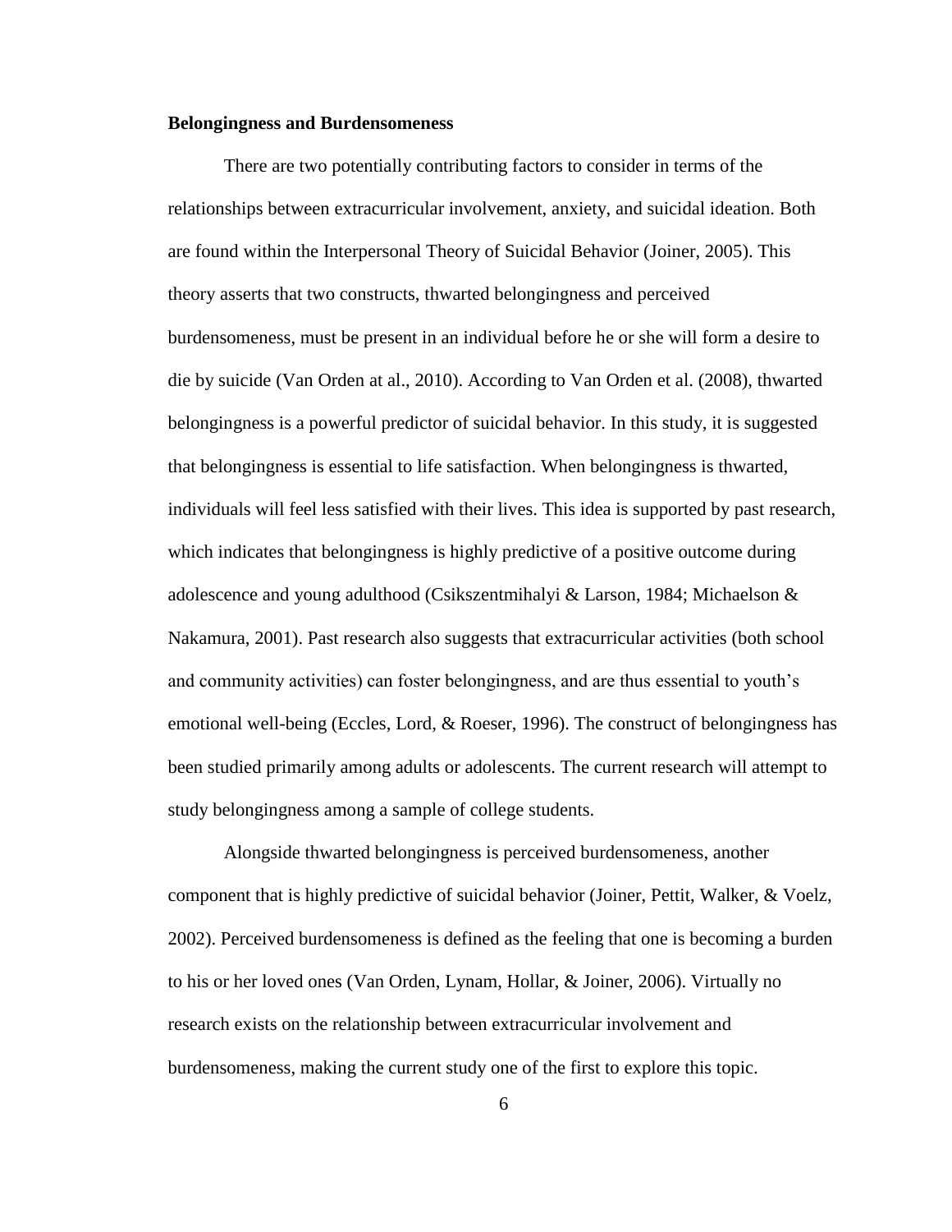**Belongingness and Burdensomeness**

There are two potentially contributing factors to consider in terms of the relationships between extracurricular involvement, anxiety, and suicidal ideation. Both are found within the Interpersonal Theory of Suicidal Behavior (Joiner, 2005). This theory asserts that two constructs, thwarted belongingness and perceived burdensomeness, must be present in an individual before he or she will form a desire to die by suicide (Van Orden at al., 2010). According to Van Orden et al. (2008), thwarted belongingness is a powerful predictor of suicidal behavior. In this study, it is suggested that belongingness is essential to life satisfaction. When belongingness is thwarted, individuals will feel less satisfied with their lives. This idea is supported by past research, which indicates that belongingness is highly predictive of a positive outcome during adolescence and young adulthood (Csikszentmihalyi & Larson, 1984; Michaelson & Nakamura, 2001). Past research also suggests that extracurricular activities (both school and community activities) can foster belongingness, and are thus essential to youth's emotional well-being (Eccles, Lord, & Roeser, 1996). The construct of belongingness has been studied primarily among adults or adolescents. The current research will attempt to study belongingness among a sample of college students.

Alongside thwarted belongingness is perceived burdensomeness, another component that is highly predictive of suicidal behavior (Joiner, Pettit, Walker, & Voelz, 2002). Perceived burdensomeness is defined as the feeling that one is becoming a burden to his or her loved ones (Van Orden, Lynam, Hollar, & Joiner, 2006). Virtually no research exists on the relationship between extracurricular involvement and burdensomeness, making the current study one of the first to explore this topic.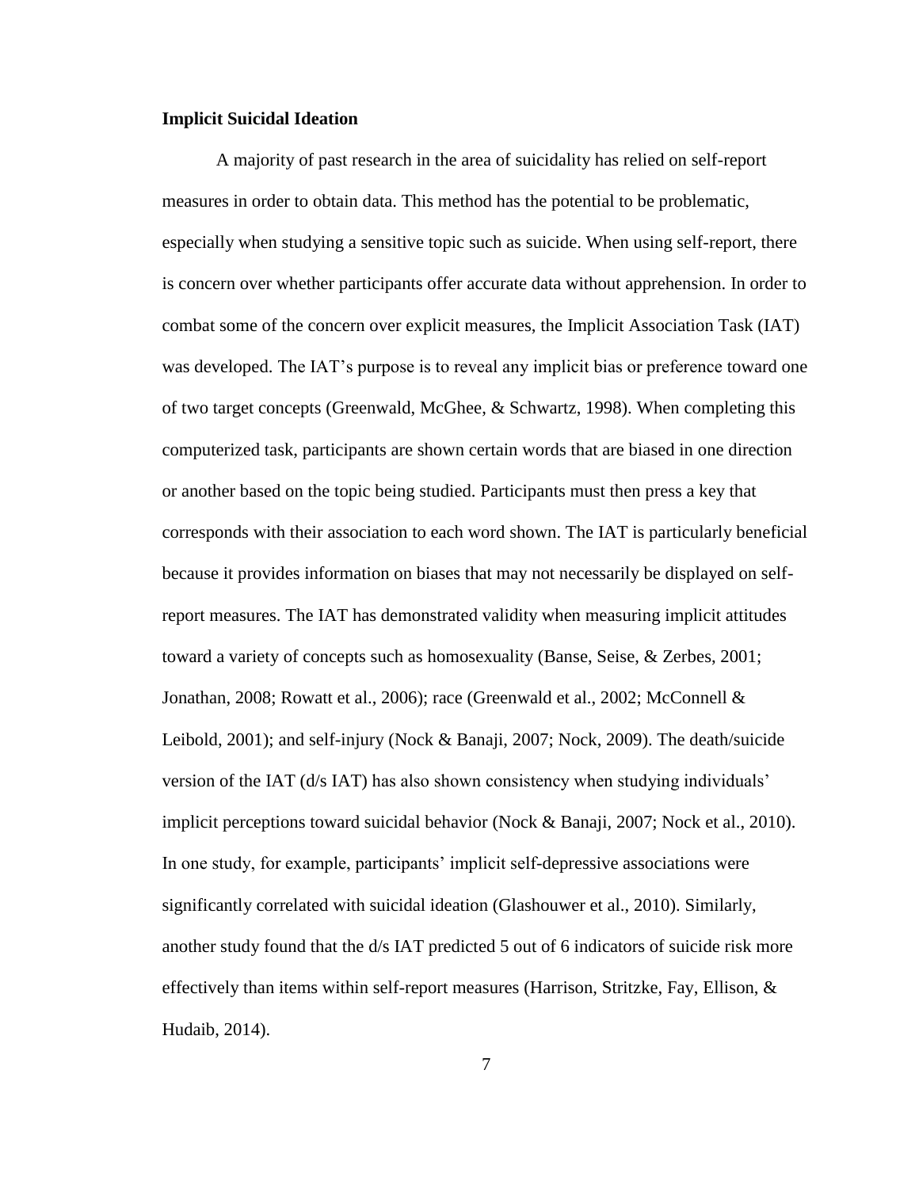**Implicit Suicidal Ideation**

A majority of past research in the area of suicidality has relied on self-report measures in order to obtain data. This method has the potential to be problematic, especially when studying a sensitive topic such as suicide. When using self-report, there is concern over whether participants offer accurate data without apprehension. In order to combat some of the concern over explicit measures, the Implicit Association Task (IAT) was developed. The IAT's purpose is to reveal any implicit bias or preference toward one of two target concepts (Greenwald, McGhee, & Schwartz, 1998). When completing this computerized task, participants are shown certain words that are biased in one direction or another based on the topic being studied. Participants must then press a key that corresponds with their association to each word shown. The IAT is particularly beneficial because it provides information on biases that may not necessarily be displayed on self-report measures. The IAT has demonstrated validity when measuring implicit attitudes toward a variety of concepts such as homosexuality (Banse, Seise, & Zerbes, 2001; Jonathan, 2008; Rowatt et al., 2006); race (Greenwald et al., 2002; McConnell & Leibold, 2001); and self-injury (Nock & Banaji, 2007; Nock, 2009). The death/suicide version of the IAT (d/s IAT) has also shown consistency when studying individuals' implicit perceptions toward suicidal behavior (Nock & Banaji, 2007; Nock et al., 2010). In one study, for example, participants' implicit self-depressive associations were significantly correlated with suicidal ideation (Glashouwer et al., 2010). Similarly, another study found that the d/s IAT predicted 5 out of 6 indicators of suicide risk more effectively than items within self-report measures (Harrison, Stritzke, Fay, Ellison, & Hudaib, 2014).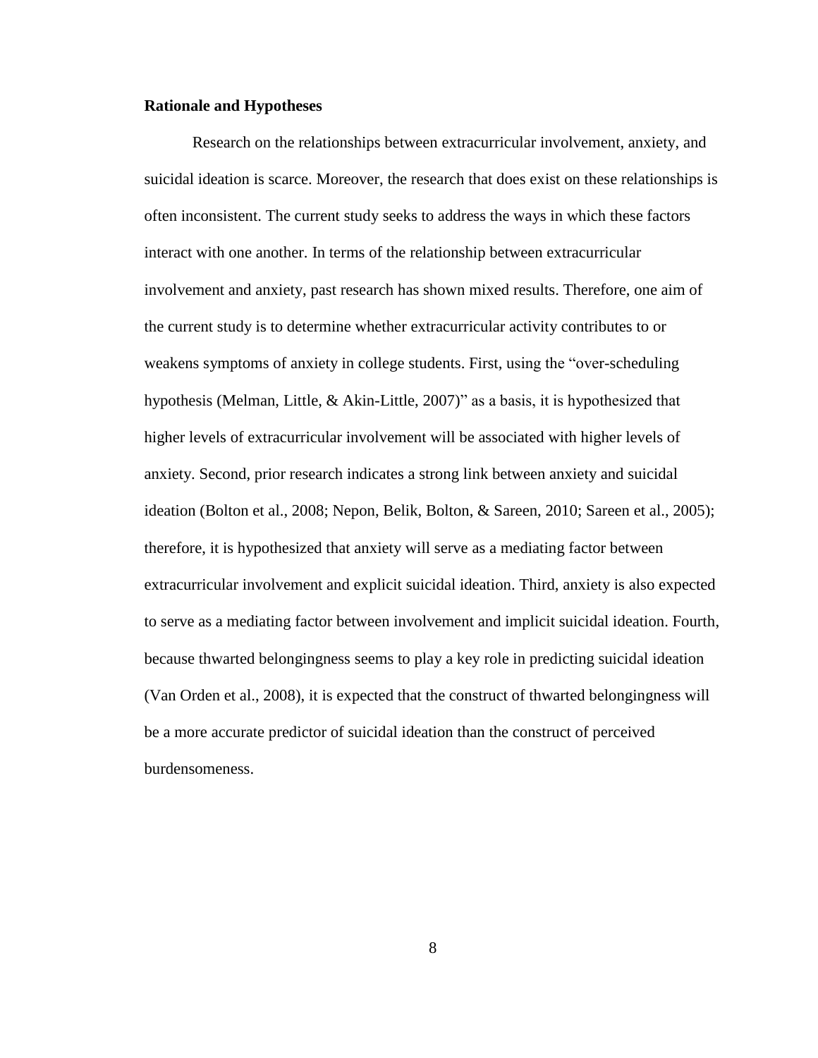**Rationale and Hypotheses**

Research on the relationships between extracurricular involvement, anxiety, and suicidal ideation is scarce. Moreover, the research that does exist on these relationships is often inconsistent. The current study seeks to address the ways in which these factors interact with one another. In terms of the relationship between extracurricular involvement and anxiety, past research has shown mixed results. Therefore, one aim of the current study is to determine whether extracurricular activity contributes to or weakens symptoms of anxiety in college students. First, using the "over-scheduling hypothesis (Melman, Little, & Akin-Little, 2007)" as a basis, it is hypothesized that higher levels of extracurricular involvement will be associated with higher levels of anxiety. Second, prior research indicates a strong link between anxiety and suicidal ideation (Bolton et al., 2008; Nepon, Belik, Bolton, & Sareen, 2010; Sareen et al., 2005); therefore, it is hypothesized that anxiety will serve as a mediating factor between extracurricular involvement and explicit suicidal ideation. Third, anxiety is also expected to serve as a mediating factor between involvement and implicit suicidal ideation. Fourth, because thwarted belongingness seems to play a key role in predicting suicidal ideation (Van Orden et al., 2008), it is expected that the construct of thwarted belongingness will be a more accurate predictor of suicidal ideation than the construct of perceived burdensomeness.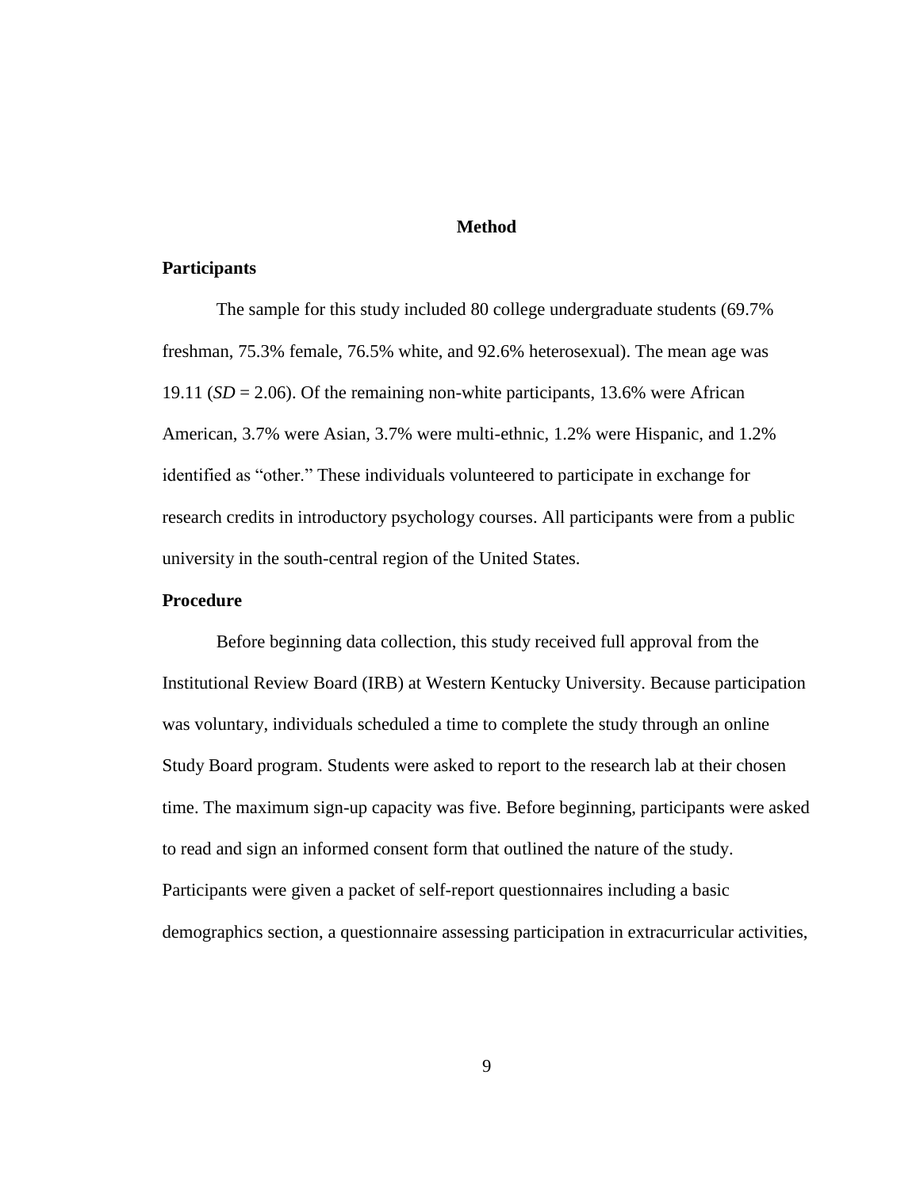# Method

## Participants

The sample for this study included 80 college undergraduate students (69.7% freshman, 75.3% female, 76.5% white, and 92.6% heterosexual). The mean age was 19.11 (*SD* = 2.06). Of the remaining non-white participants, 13.6% were African American, 3.7% were Asian, 3.7% were multi-ethnic, 1.2% were Hispanic, and 1.2% identified as "other." These individuals volunteered to participate in exchange for research credits in introductory psychology courses. All participants were from a public university in the south-central region of the United States.

## Procedure

Before beginning data collection, this study received full approval from the Institutional Review Board (IRB) at Western Kentucky University. Because participation was voluntary, individuals scheduled a time to complete the study through an online Study Board program. Students were asked to report to the research lab at their chosen time. The maximum sign-up capacity was five. Before beginning, participants were asked to read and sign an informed consent form that outlined the nature of the study. Participants were given a packet of self-report questionnaires including a basic demographics section, a questionnaire assessing participation in extracurricular activities,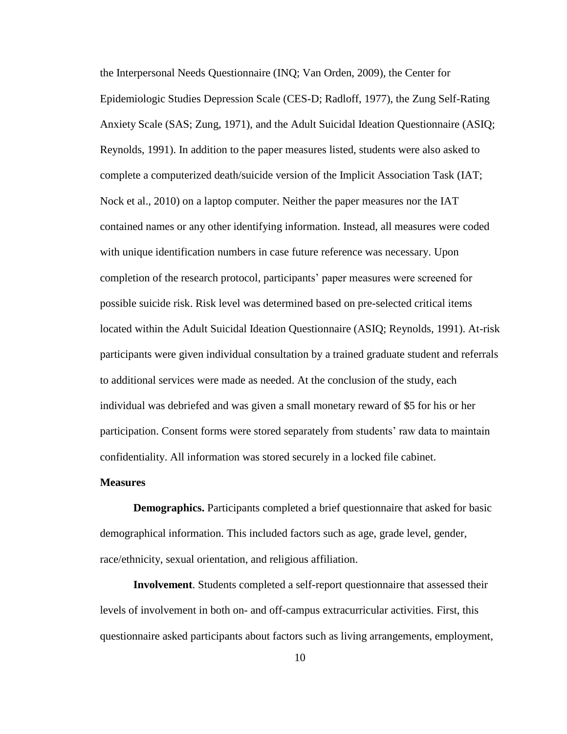the Interpersonal Needs Questionnaire (INQ; Van Orden, 2009), the Center for Epidemiologic Studies Depression Scale (CES-D; Radloff, 1977), the Zung Self-Rating Anxiety Scale (SAS; Zung, 1971), and the Adult Suicidal Ideation Questionnaire (ASIQ; Reynolds, 1991). In addition to the paper measures listed, students were also asked to complete a computerized death/suicide version of the Implicit Association Task (IAT; Nock et al., 2010) on a laptop computer. Neither the paper measures nor the IAT contained names or any other identifying information. Instead, all measures were coded with unique identification numbers in case future reference was necessary. Upon completion of the research protocol, participants' paper measures were screened for possible suicide risk. Risk level was determined based on pre-selected critical items located within the Adult Suicidal Ideation Questionnaire (ASIQ; Reynolds, 1991). At-risk participants were given individual consultation by a trained graduate student and referrals to additional services were made as needed. At the conclusion of the study, each individual was debriefed and was given a small monetary reward of $5 for his or her participation. Consent forms were stored separately from students' raw data to maintain confidentiality. All information was stored securely in a locked file cabinet.

## Measures

**Demographics.** Participants completed a brief questionnaire that asked for basic demographical information. This included factors such as age, grade level, gender, race/ethnicity, sexual orientation, and religious affiliation.

**Involvement**. Students completed a self-report questionnaire that assessed their levels of involvement in both on- and off-campus extracurricular activities. First, this questionnaire asked participants about factors such as living arrangements, employment,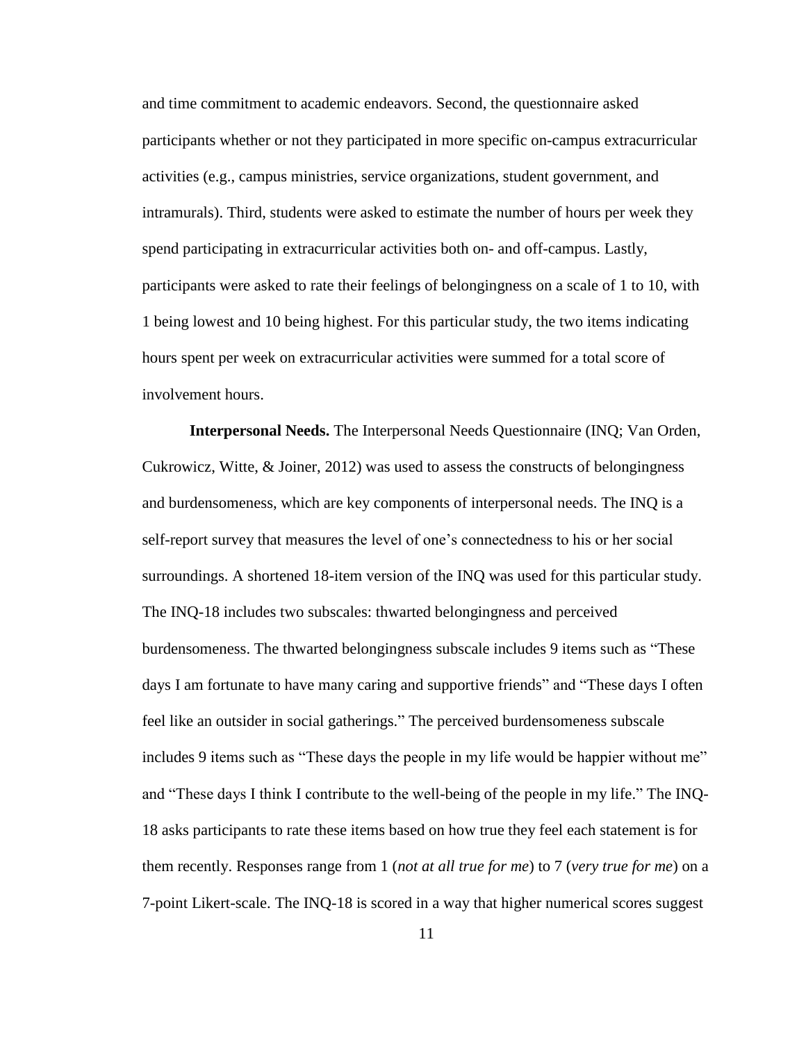and time commitment to academic endeavors. Second, the questionnaire asked participants whether or not they participated in more specific on-campus extracurricular activities (e.g., campus ministries, service organizations, student government, and intramurals). Third, students were asked to estimate the number of hours per week they spend participating in extracurricular activities both on- and off-campus. Lastly, participants were asked to rate their feelings of belongingness on a scale of 1 to 10, with 1 being lowest and 10 being highest. For this particular study, the two items indicating hours spent per week on extracurricular activities were summed for a total score of involvement hours.

**Interpersonal Needs.** The Interpersonal Needs Questionnaire (INQ; Van Orden, Cukrowicz, Witte, & Joiner, 2012) was used to assess the constructs of belongingness and burdensomeness, which are key components of interpersonal needs. The INQ is a self-report survey that measures the level of one's connectedness to his or her social surroundings. A shortened 18-item version of the INQ was used for this particular study. The INQ-18 includes two subscales: thwarted belongingness and perceived burdensomeness. The thwarted belongingness subscale includes 9 items such as "These days I am fortunate to have many caring and supportive friends" and "These days I often feel like an outsider in social gatherings." The perceived burdensomeness subscale includes 9 items such as "These days the people in my life would be happier without me" and "These days I think I contribute to the well-being of the people in my life." The INQ-18 asks participants to rate these items based on how true they feel each statement is for them recently. Responses range from 1 (*not at all true for me*) to 7 (*very true for me*) on a 7-point Likert-scale. The INQ-18 is scored in a way that higher numerical scores suggest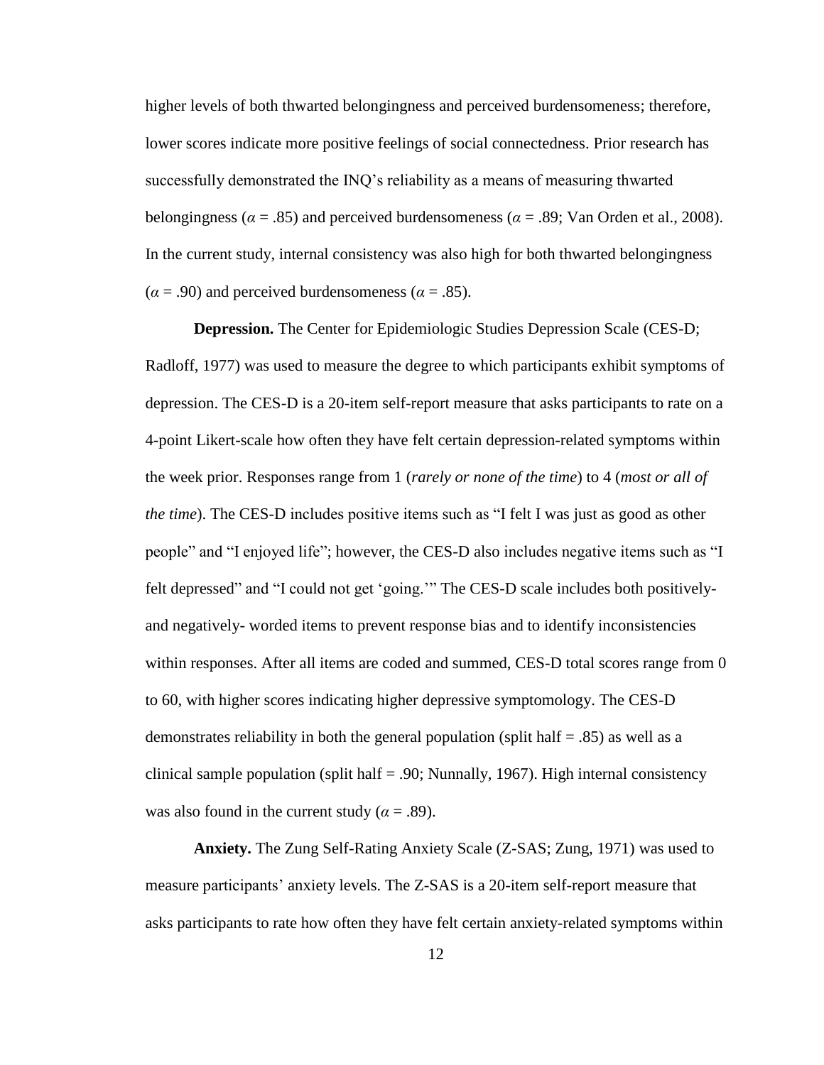higher levels of both thwarted belongingness and perceived burdensomeness; therefore, lower scores indicate more positive feelings of social connectedness. Prior research has successfully demonstrated the INQ's reliability as a means of measuring thwarted belongingness ($\alpha$ = .85) and perceived burdensomeness ($\alpha$ = .89; Van Orden et al., 2008). In the current study, internal consistency was also high for both thwarted belongingness ($\alpha$ = .90) and perceived burdensomeness ($\alpha$ = .85).

**Depression.** The Center for Epidemiologic Studies Depression Scale (CES-D; Radloff, 1977) was used to measure the degree to which participants exhibit symptoms of depression. The CES-D is a 20-item self-report measure that asks participants to rate on a 4-point Likert-scale how often they have felt certain depression-related symptoms within the week prior. Responses range from 1 (*rarely or none of the time*) to 4 (*most or all of the time*). The CES-D includes positive items such as "I felt I was just as good as other people" and "I enjoyed life"; however, the CES-D also includes negative items such as "I felt depressed" and "I could not get 'going.'" The CES-D scale includes both positively- and negatively- worded items to prevent response bias and to identify inconsistencies within responses. After all items are coded and summed, CES-D total scores range from 0 to 60, with higher scores indicating higher depressive symptomology. The CES-D demonstrates reliability in both the general population (split half = .85) as well as a clinical sample population (split half = .90; Nunnally, 1967). High internal consistency was also found in the current study ($\alpha$ = .89).

**Anxiety.** The Zung Self-Rating Anxiety Scale (Z-SAS; Zung, 1971) was used to measure participants' anxiety levels. The Z-SAS is a 20-item self-report measure that asks participants to rate how often they have felt certain anxiety-related symptoms within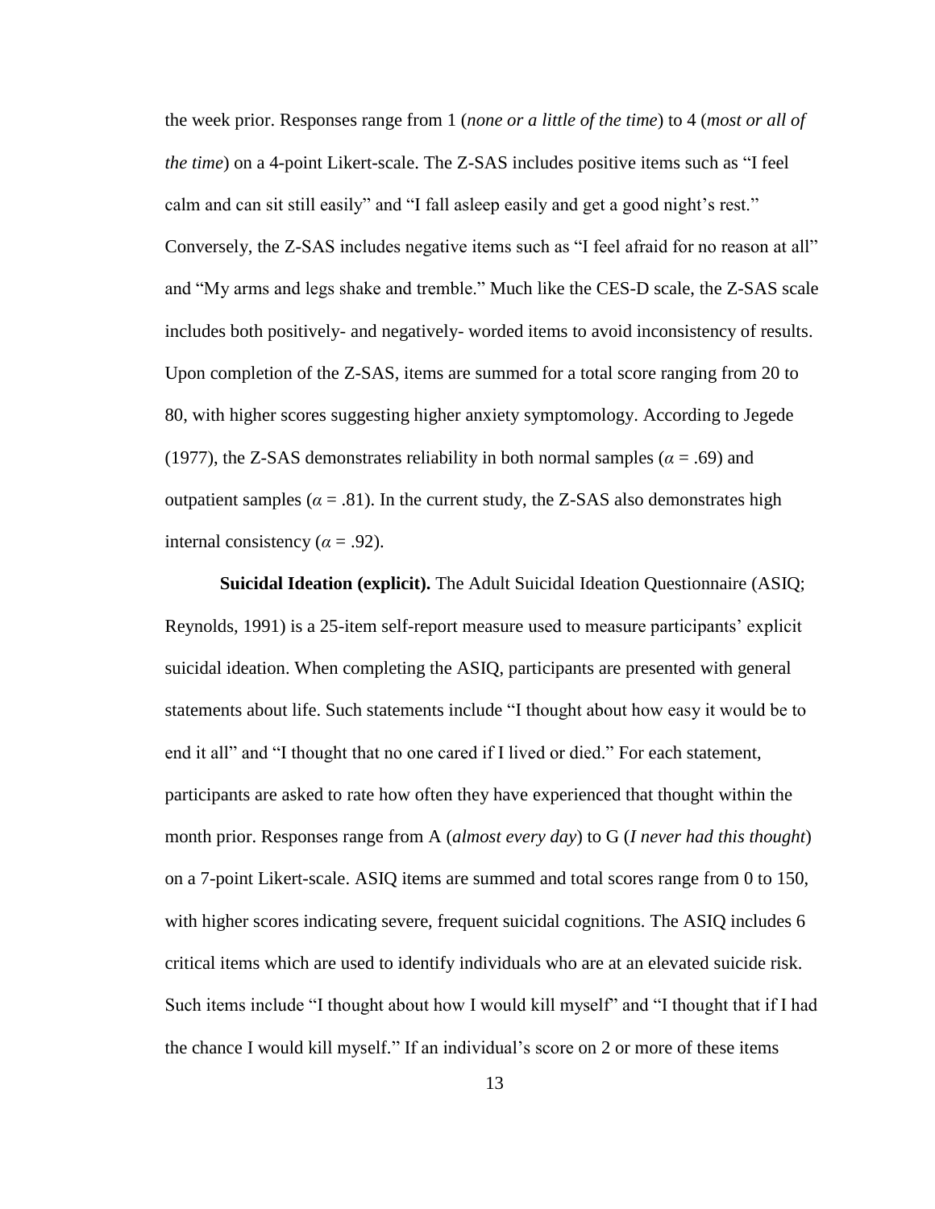the week prior. Responses range from 1 (*none or a little of the time*) to 4 (*most or all of the time*) on a 4-point Likert-scale. The Z-SAS includes positive items such as "I feel calm and can sit still easily" and "I fall asleep easily and get a good night's rest." Conversely, the Z-SAS includes negative items such as "I feel afraid for no reason at all" and "My arms and legs shake and tremble." Much like the CES-D scale, the Z-SAS scale includes both positively- and negatively- worded items to avoid inconsistency of results. Upon completion of the Z-SAS, items are summed for a total score ranging from 20 to 80, with higher scores suggesting higher anxiety symptomology. According to Jegede (1977), the Z-SAS demonstrates reliability in both normal samples ($\alpha$ = .69) and outpatient samples ($\alpha$ = .81). In the current study, the Z-SAS also demonstrates high internal consistency ($\alpha$ = .92).

**Suicidal Ideation (explicit).** The Adult Suicidal Ideation Questionnaire (ASIQ; Reynolds, 1991) is a 25-item self-report measure used to measure participants' explicit suicidal ideation. When completing the ASIQ, participants are presented with general statements about life. Such statements include "I thought about how easy it would be to end it all" and "I thought that no one cared if I lived or died." For each statement, participants are asked to rate how often they have experienced that thought within the month prior. Responses range from A (*almost every day*) to G (*I never had this thought*) on a 7-point Likert-scale. ASIQ items are summed and total scores range from 0 to 150, with higher scores indicating severe, frequent suicidal cognitions. The ASIQ includes 6 critical items which are used to identify individuals who are at an elevated suicide risk. Such items include "I thought about how I would kill myself" and "I thought that if I had the chance I would kill myself." If an individual's score on 2 or more of these items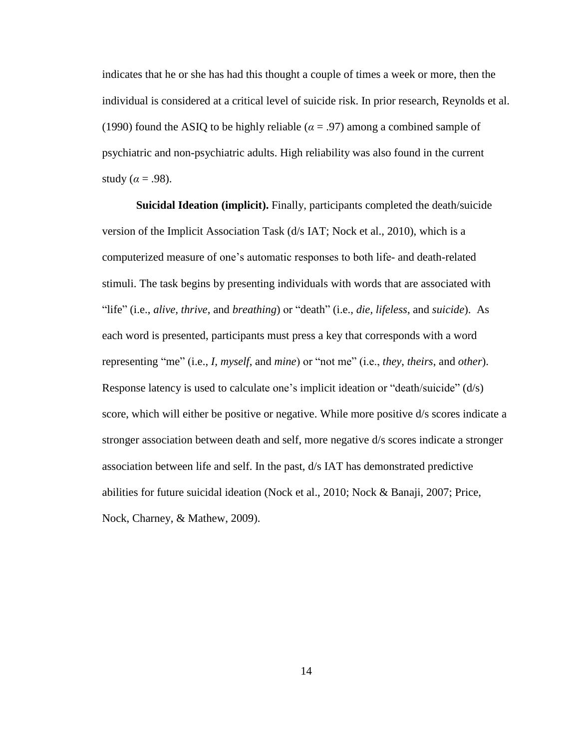indicates that he or she has had this thought a couple of times a week or more, then the individual is considered at a critical level of suicide risk. In prior research, Reynolds et al. (1990) found the ASIQ to be highly reliable ($\alpha$ = .97) among a combined sample of psychiatric and non-psychiatric adults. High reliability was also found in the current study ($\alpha$ = .98).

**Suicidal Ideation (implicit).** Finally, participants completed the death/suicide version of the Implicit Association Task (d/s IAT; Nock et al., 2010), which is a computerized measure of one's automatic responses to both life- and death-related stimuli. The task begins by presenting individuals with words that are associated with "life" (i.e., *alive*, *thrive*, and *breathing*) or "death" (i.e., *die*, *lifeless*, and *suicide*). As each word is presented, participants must press a key that corresponds with a word representing "me" (i.e., *I*, *myself*, and *mine*) or "not me" (i.e., *they*, *theirs*, and *other*). Response latency is used to calculate one's implicit ideation or "death/suicide" (d/s) score, which will either be positive or negative. While more positive d/s scores indicate a stronger association between death and self, more negative d/s scores indicate a stronger association between life and self. In the past, d/s IAT has demonstrated predictive abilities for future suicidal ideation (Nock et al., 2010; Nock & Banaji, 2007; Price, Nock, Charney, & Mathew, 2009).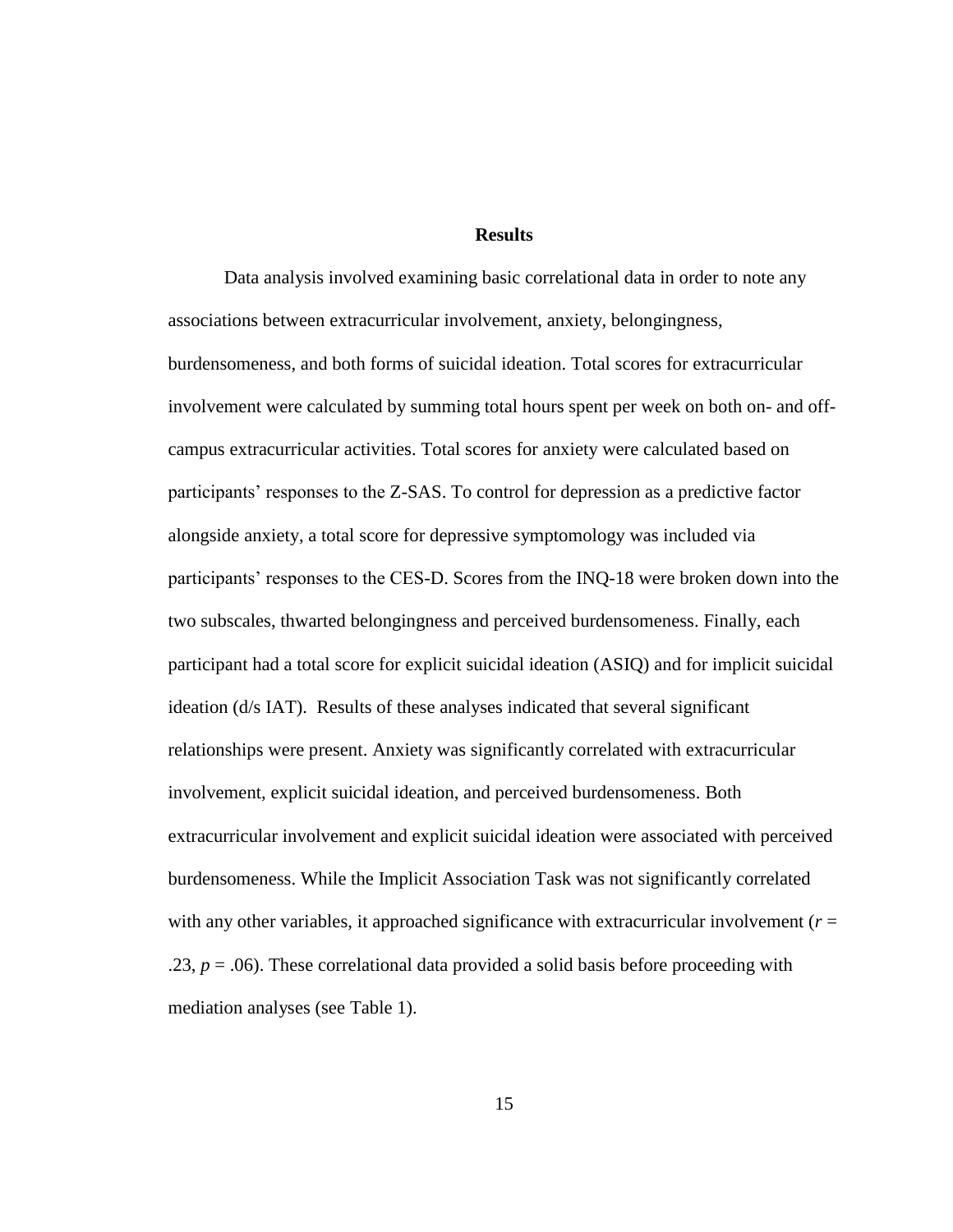## Results

Data analysis involved examining basic correlational data in order to note any associations between extracurricular involvement, anxiety, belongingness, burdensomeness, and both forms of suicidal ideation. Total scores for extracurricular involvement were calculated by summing total hours spent per week on both on- and off-campus extracurricular activities. Total scores for anxiety were calculated based on participants' responses to the Z-SAS. To control for depression as a predictive factor alongside anxiety, a total score for depressive symptomology was included via participants' responses to the CES-D. Scores from the INQ-18 were broken down into the two subscales, thwarted belongingness and perceived burdensomeness. Finally, each participant had a total score for explicit suicidal ideation (ASIQ) and for implicit suicidal ideation (d/s IAT). Results of these analyses indicated that several significant relationships were present. Anxiety was significantly correlated with extracurricular involvement, explicit suicidal ideation, and perceived burdensomeness. Both extracurricular involvement and explicit suicidal ideation were associated with perceived burdensomeness. While the Implicit Association Task was not significantly correlated with any other variables, it approached significance with extracurricular involvement ($r$ = .23, $p$ = .06). These correlational data provided a solid basis before proceeding with mediation analyses (see Table 1).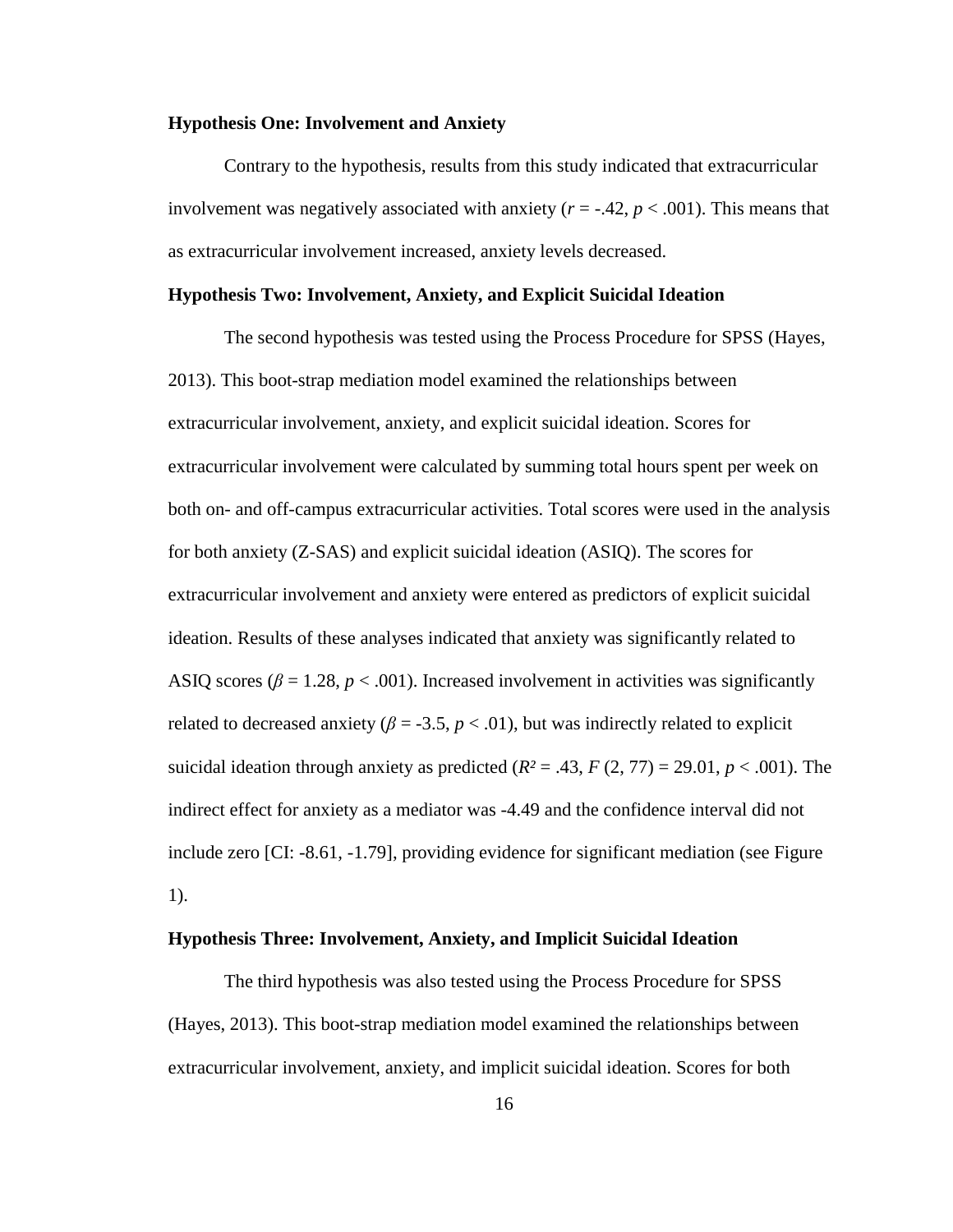**Hypothesis One: Involvement and Anxiety**

Contrary to the hypothesis, results from this study indicated that extracurricular involvement was negatively associated with anxiety ($r = -.42$, $p < .001$). This means that as extracurricular involvement increased, anxiety levels decreased.

**Hypothesis Two: Involvement, Anxiety, and Explicit Suicidal Ideation**

The second hypothesis was tested using the Process Procedure for SPSS (Hayes, 2013). This boot-strap mediation model examined the relationships between extracurricular involvement, anxiety, and explicit suicidal ideation. Scores for extracurricular involvement were calculated by summing total hours spent per week on both on- and off-campus extracurricular activities. Total scores were used in the analysis for both anxiety (Z-SAS) and explicit suicidal ideation (ASIQ). The scores for extracurricular involvement and anxiety were entered as predictors of explicit suicidal ideation. Results of these analyses indicated that anxiety was significantly related to ASIQ scores ($\beta = 1.28$, $p < .001$). Increased involvement in activities was significantly related to decreased anxiety ($\beta = -3.5$, $p < .01$), but was indirectly related to explicit suicidal ideation through anxiety as predicted ($R^2 = .43$, $F$ (2, 77) = 29.01, $p < .001$). The indirect effect for anxiety as a mediator was -4.49 and the confidence interval did not include zero [CI: -8.61, -1.79], providing evidence for significant mediation (see Figure 1).

**Hypothesis Three: Involvement, Anxiety, and Implicit Suicidal Ideation**

The third hypothesis was also tested using the Process Procedure for SPSS (Hayes, 2013). This boot-strap mediation model examined the relationships between extracurricular involvement, anxiety, and implicit suicidal ideation. Scores for both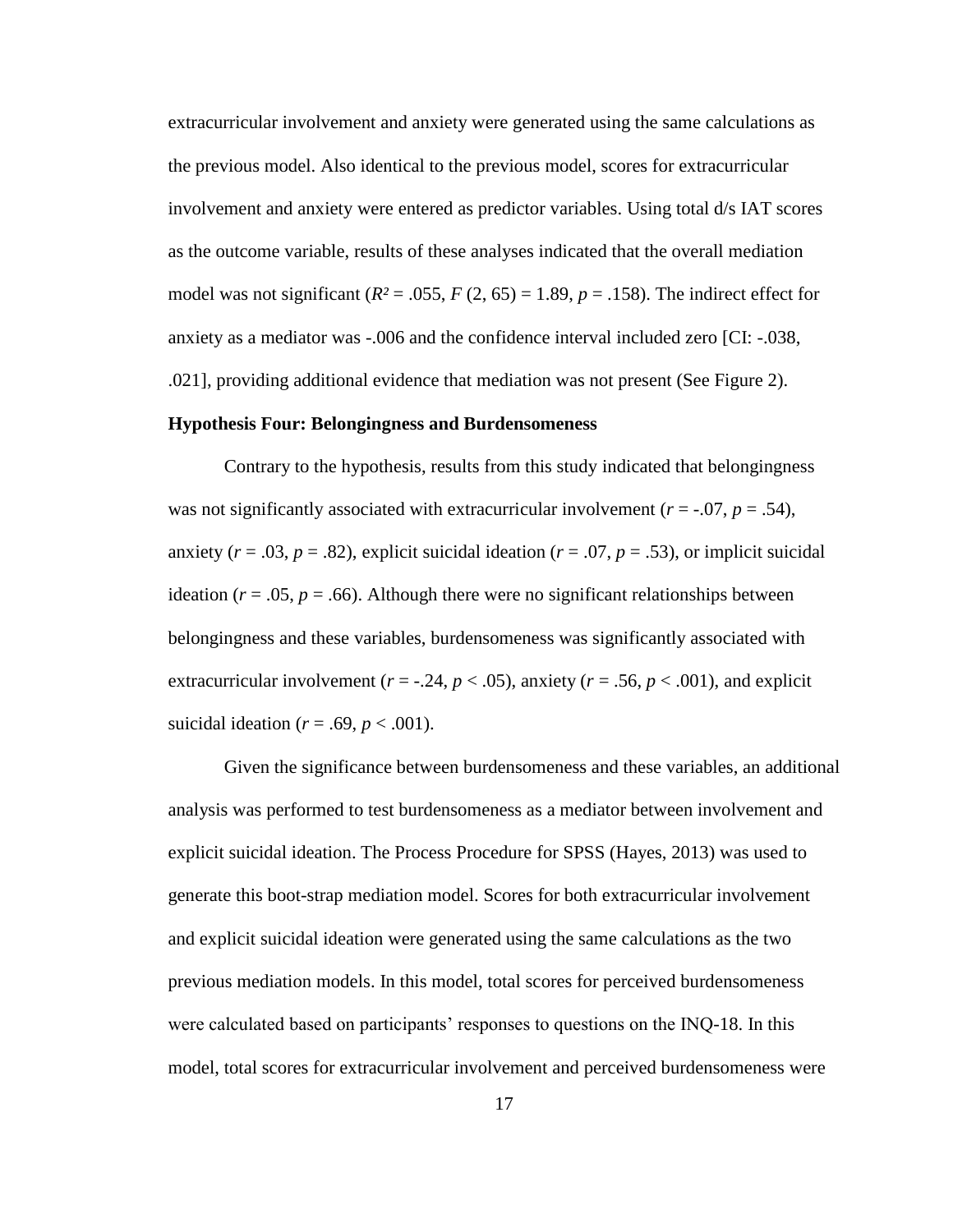extracurricular involvement and anxiety were generated using the same calculations as the previous model. Also identical to the previous model, scores for extracurricular involvement and anxiety were entered as predictor variables. Using total d/s IAT scores as the outcome variable, results of these analyses indicated that the overall mediation model was not significant ($R^2 = .055$, $F$ (2, 65) = 1.89, $p = .158$). The indirect effect for anxiety as a mediator was -.006 and the confidence interval included zero [CI: -.038, .021], providing additional evidence that mediation was not present (See Figure 2).

### Hypothesis Four: Belongingness and Burdensomeness

Contrary to the hypothesis, results from this study indicated that belongingness was not significantly associated with extracurricular involvement ($r = -.07$, $p = .54$), anxiety ($r = .03$, $p = .82$), explicit suicidal ideation ($r = .07$, $p = .53$), or implicit suicidal ideation ($r = .05$, $p = .66$). Although there were no significant relationships between belongingness and these variables, burdensomeness was significantly associated with extracurricular involvement ($r = -.24$, $p < .05$), anxiety ($r = .56$, $p < .001$), and explicit suicidal ideation ($r = .69$, $p < .001$).

Given the significance between burdensomeness and these variables, an additional analysis was performed to test burdensomeness as a mediator between involvement and explicit suicidal ideation. The Process Procedure for SPSS (Hayes, 2013) was used to generate this boot-strap mediation model. Scores for both extracurricular involvement and explicit suicidal ideation were generated using the same calculations as the two previous mediation models. In this model, total scores for perceived burdensomeness were calculated based on participants' responses to questions on the INQ-18. In this model, total scores for extracurricular involvement and perceived burdensomeness were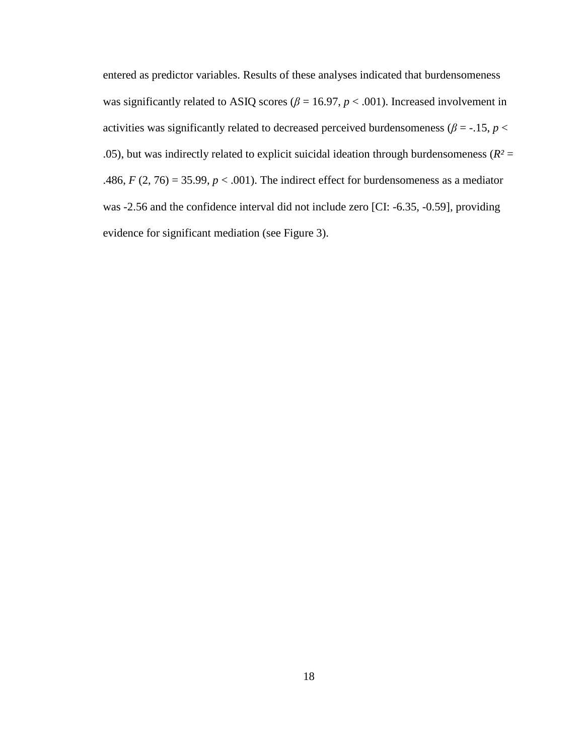entered as predictor variables. Results of these analyses indicated that burdensomeness was significantly related to ASIQ scores ($\beta = 16.97$, $p < .001$). Increased involvement in activities was significantly related to decreased perceived burdensomeness ($\beta = -.15$, $p < .05$), but was indirectly related to explicit suicidal ideation through burdensomeness ($R^2 = .486$, $F(2, 76) = 35.99$, $p < .001$). The indirect effect for burdensomeness as a mediator was -2.56 and the confidence interval did not include zero [CI: -6.35, -0.59], providing evidence for significant mediation (see Figure 3).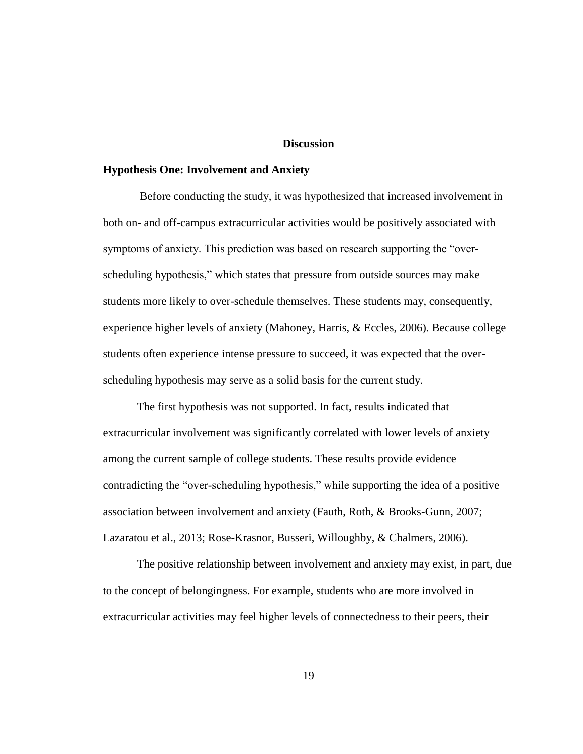# Discussion

## Hypothesis One: Involvement and Anxiety

Before conducting the study, it was hypothesized that increased involvement in both on- and off-campus extracurricular activities would be positively associated with symptoms of anxiety. This prediction was based on research supporting the "over-scheduling hypothesis," which states that pressure from outside sources may make students more likely to over-schedule themselves. These students may, consequently, experience higher levels of anxiety (Mahoney, Harris, & Eccles, 2006). Because college students often experience intense pressure to succeed, it was expected that the over-scheduling hypothesis may serve as a solid basis for the current study.

The first hypothesis was not supported. In fact, results indicated that extracurricular involvement was significantly correlated with lower levels of anxiety among the current sample of college students. These results provide evidence contradicting the "over-scheduling hypothesis," while supporting the idea of a positive association between involvement and anxiety (Fauth, Roth, & Brooks-Gunn, 2007; Lazaratou et al., 2013; Rose-Krasnor, Busseri, Willoughby, & Chalmers, 2006).

The positive relationship between involvement and anxiety may exist, in part, due to the concept of belongingness. For example, students who are more involved in extracurricular activities may feel higher levels of connectedness to their peers, their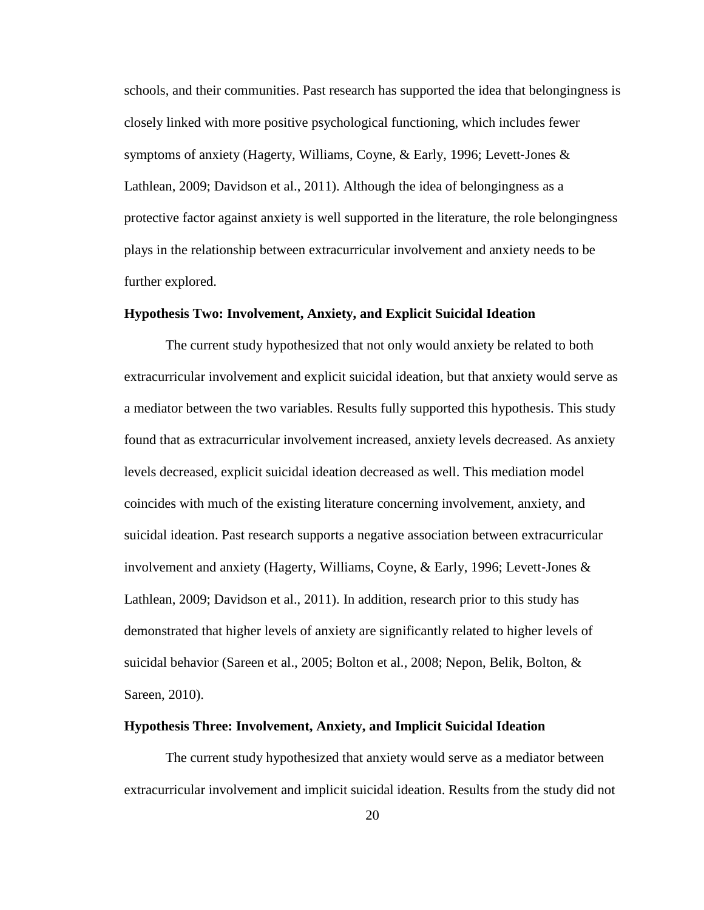schools, and their communities. Past research has supported the idea that belongingness is closely linked with more positive psychological functioning, which includes fewer symptoms of anxiety (Hagerty, Williams, Coyne, & Early, 1996; Levett-Jones & Lathlean, 2009; Davidson et al., 2011). Although the idea of belongingness as a protective factor against anxiety is well supported in the literature, the role belongingness plays in the relationship between extracurricular involvement and anxiety needs to be further explored.

### Hypothesis Two: Involvement, Anxiety, and Explicit Suicidal Ideation

The current study hypothesized that not only would anxiety be related to both extracurricular involvement and explicit suicidal ideation, but that anxiety would serve as a mediator between the two variables. Results fully supported this hypothesis. This study found that as extracurricular involvement increased, anxiety levels decreased. As anxiety levels decreased, explicit suicidal ideation decreased as well. This mediation model coincides with much of the existing literature concerning involvement, anxiety, and suicidal ideation. Past research supports a negative association between extracurricular involvement and anxiety (Hagerty, Williams, Coyne, & Early, 1996; Levett-Jones & Lathlean, 2009; Davidson et al., 2011). In addition, research prior to this study has demonstrated that higher levels of anxiety are significantly related to higher levels of suicidal behavior (Sareen et al., 2005; Bolton et al., 2008; Nepon, Belik, Bolton, & Sareen, 2010).

### Hypothesis Three: Involvement, Anxiety, and Implicit Suicidal Ideation

The current study hypothesized that anxiety would serve as a mediator between extracurricular involvement and implicit suicidal ideation. Results from the study did not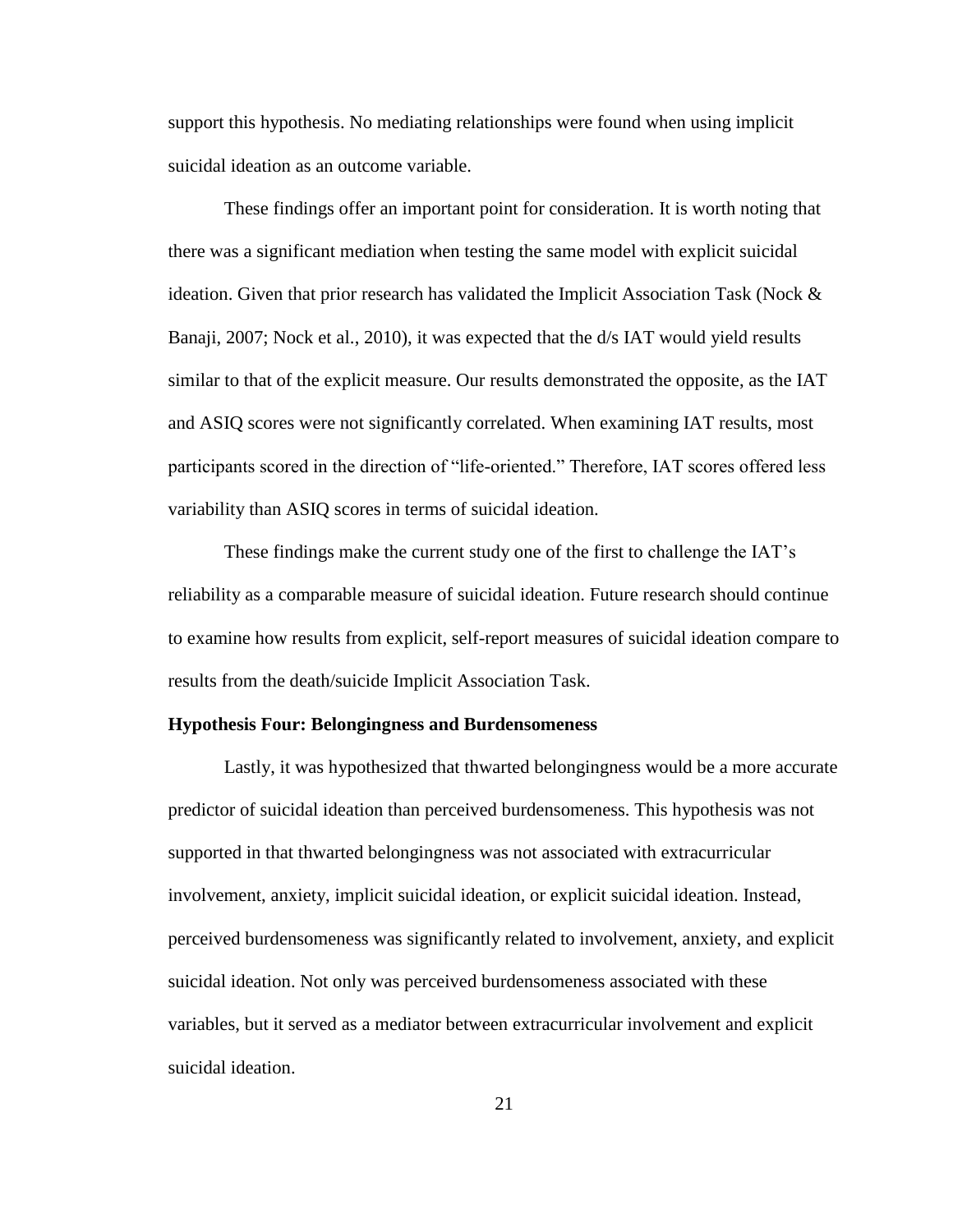support this hypothesis. No mediating relationships were found when using implicit suicidal ideation as an outcome variable.

These findings offer an important point for consideration. It is worth noting that there was a significant mediation when testing the same model with explicit suicidal ideation. Given that prior research has validated the Implicit Association Task (Nock & Banaji, 2007; Nock et al., 2010), it was expected that the d/s IAT would yield results similar to that of the explicit measure. Our results demonstrated the opposite, as the IAT and ASIQ scores were not significantly correlated. When examining IAT results, most participants scored in the direction of "life-oriented." Therefore, IAT scores offered less variability than ASIQ scores in terms of suicidal ideation.

These findings make the current study one of the first to challenge the IAT's reliability as a comparable measure of suicidal ideation. Future research should continue to examine how results from explicit, self-report measures of suicidal ideation compare to results from the death/suicide Implicit Association Task.

**Hypothesis Four: Belongingness and Burdensomeness**

Lastly, it was hypothesized that thwarted belongingness would be a more accurate predictor of suicidal ideation than perceived burdensomeness. This hypothesis was not supported in that thwarted belongingness was not associated with extracurricular involvement, anxiety, implicit suicidal ideation, or explicit suicidal ideation. Instead, perceived burdensomeness was significantly related to involvement, anxiety, and explicit suicidal ideation. Not only was perceived burdensomeness associated with these variables, but it served as a mediator between extracurricular involvement and explicit suicidal ideation.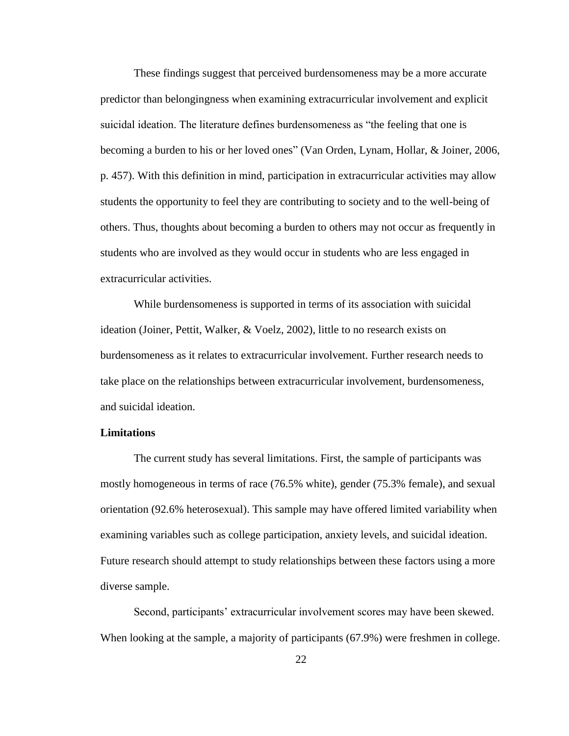These findings suggest that perceived burdensomeness may be a more accurate predictor than belongingness when examining extracurricular involvement and explicit suicidal ideation. The literature defines burdensomeness as "the feeling that one is becoming a burden to his or her loved ones" (Van Orden, Lynam, Hollar, & Joiner, 2006, p. 457). With this definition in mind, participation in extracurricular activities may allow students the opportunity to feel they are contributing to society and to the well-being of others. Thus, thoughts about becoming a burden to others may not occur as frequently in students who are involved as they would occur in students who are less engaged in extracurricular activities.

While burdensomeness is supported in terms of its association with suicidal ideation (Joiner, Pettit, Walker, & Voelz, 2002), little to no research exists on burdensomeness as it relates to extracurricular involvement. Further research needs to take place on the relationships between extracurricular involvement, burdensomeness, and suicidal ideation.

## Limitations

The current study has several limitations. First, the sample of participants was mostly homogeneous in terms of race (76.5% white), gender (75.3% female), and sexual orientation (92.6% heterosexual). This sample may have offered limited variability when examining variables such as college participation, anxiety levels, and suicidal ideation. Future research should attempt to study relationships between these factors using a more diverse sample.

Second, participants' extracurricular involvement scores may have been skewed. When looking at the sample, a majority of participants (67.9%) were freshmen in college.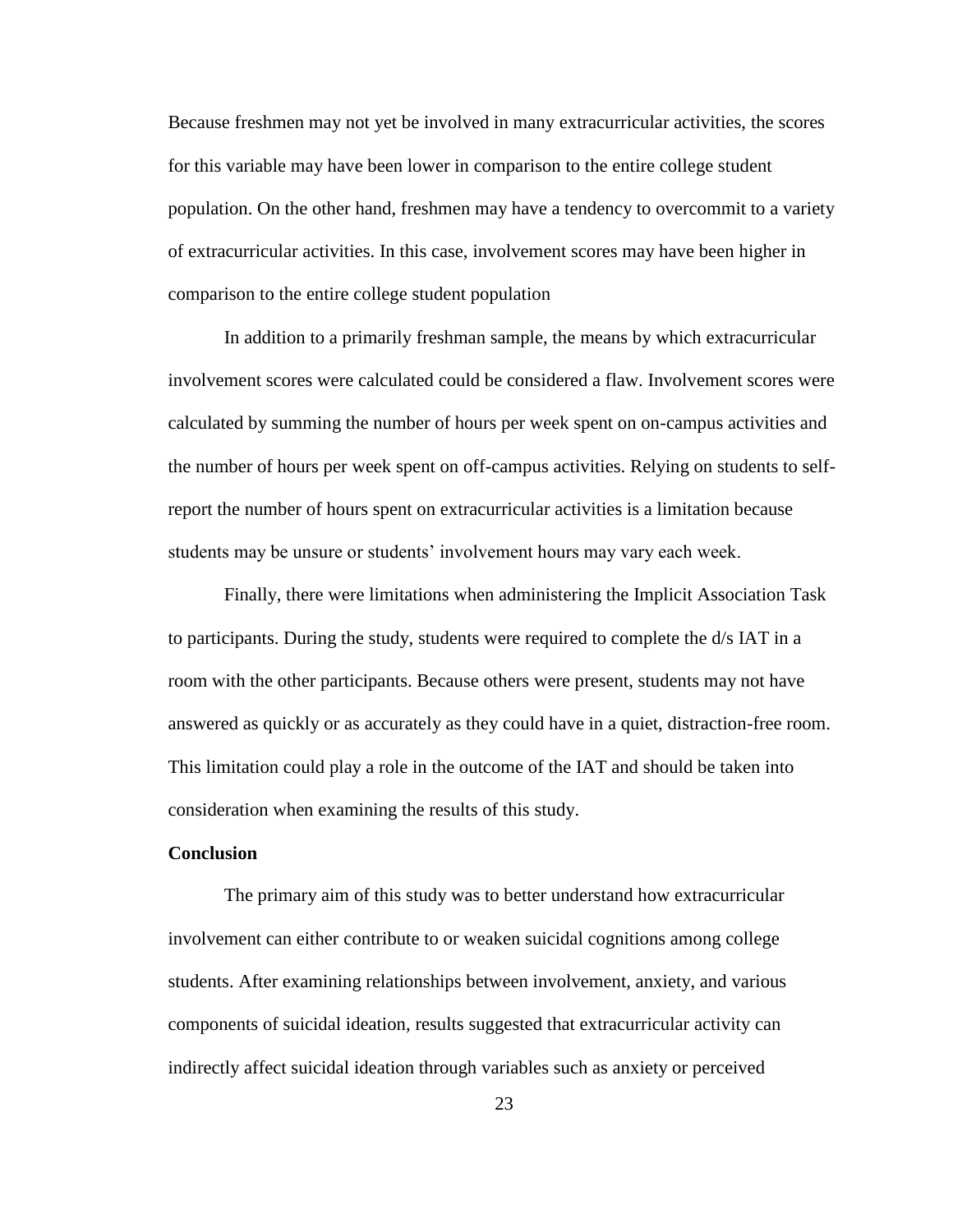Because freshmen may not yet be involved in many extracurricular activities, the scores for this variable may have been lower in comparison to the entire college student population. On the other hand, freshmen may have a tendency to overcommit to a variety of extracurricular activities. In this case, involvement scores may have been higher in comparison to the entire college student population

In addition to a primarily freshman sample, the means by which extracurricular involvement scores were calculated could be considered a flaw. Involvement scores were calculated by summing the number of hours per week spent on on-campus activities and the number of hours per week spent on off-campus activities. Relying on students to self-report the number of hours spent on extracurricular activities is a limitation because students may be unsure or students' involvement hours may vary each week.

Finally, there were limitations when administering the Implicit Association Task to participants. During the study, students were required to complete the d/s IAT in a room with the other participants. Because others were present, students may not have answered as quickly or as accurately as they could have in a quiet, distraction-free room. This limitation could play a role in the outcome of the IAT and should be taken into consideration when examining the results of this study.

**Conclusion**

The primary aim of this study was to better understand how extracurricular involvement can either contribute to or weaken suicidal cognitions among college students. After examining relationships between involvement, anxiety, and various components of suicidal ideation, results suggested that extracurricular activity can indirectly affect suicidal ideation through variables such as anxiety or perceived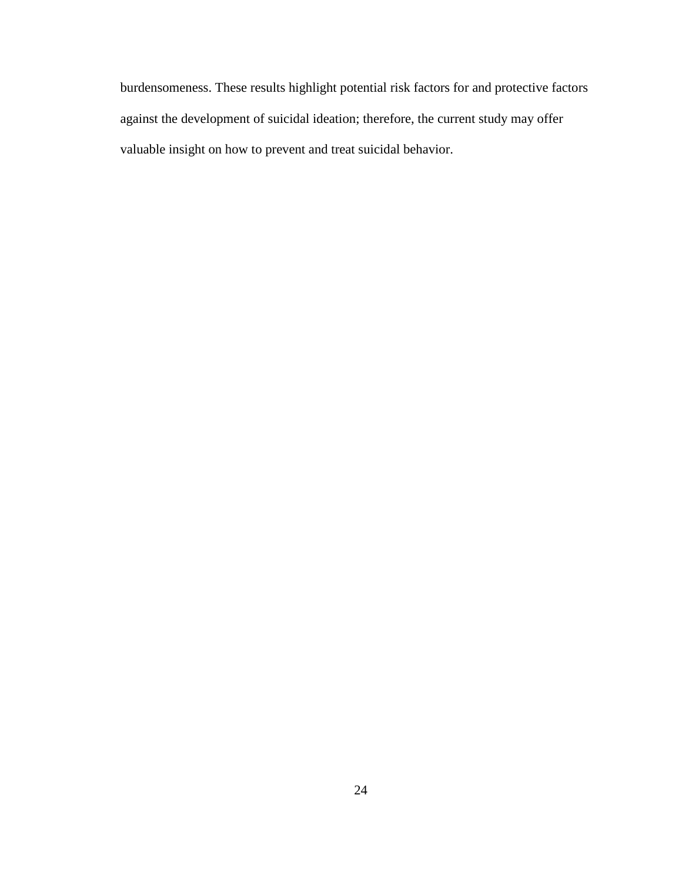burdensomeness. These results highlight potential risk factors for and protective factors against the development of suicidal ideation; therefore, the current study may offer valuable insight on how to prevent and treat suicidal behavior.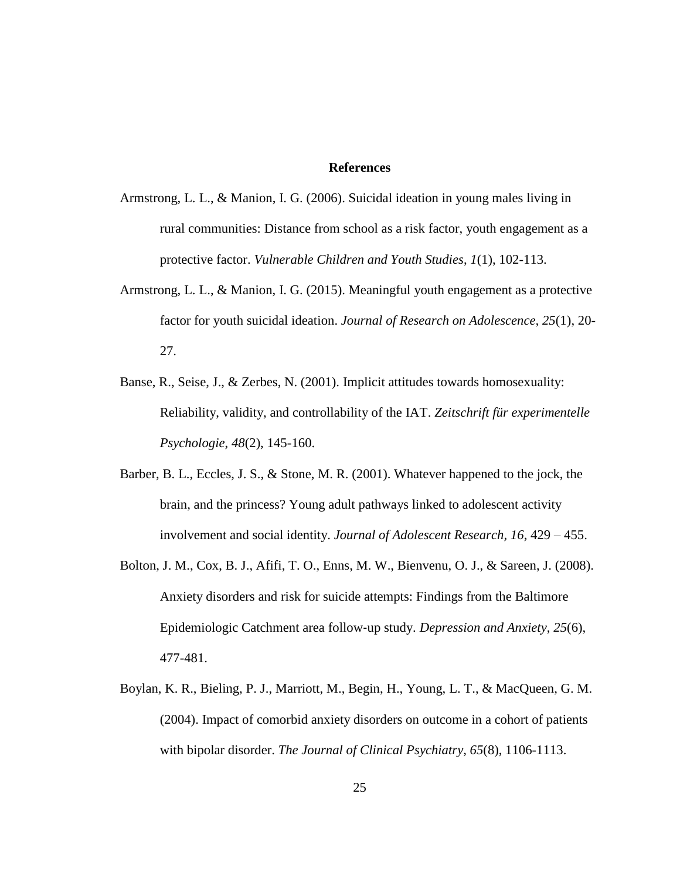## References

Armstrong, L. L., & Manion, I. G. (2006). Suicidal ideation in young males living in rural communities: Distance from school as a risk factor, youth engagement as a protective factor. *Vulnerable Children and Youth Studies*, *1*(1), 102-113.

Armstrong, L. L., & Manion, I. G. (2015). Meaningful youth engagement as a protective factor for youth suicidal ideation. *Journal of Research on Adolescence, 25*(1), 20-27.

Banse, R., Seise, J., & Zerbes, N. (2001). Implicit attitudes towards homosexuality: Reliability, validity, and controllability of the IAT. *Zeitschrift für experimentelle Psychologie*, *48*(2), 145-160.

Barber, B. L., Eccles, J. S., & Stone, M. R. (2001). Whatever happened to the jock, the brain, and the princess? Young adult pathways linked to adolescent activity involvement and social identity. *Journal of Adolescent Research, 16,* 429 – 455.

Bolton, J. M., Cox, B. J., Afifi, T. O., Enns, M. W., Bienvenu, O. J., & Sareen, J. (2008). Anxiety disorders and risk for suicide attempts: Findings from the Baltimore Epidemiologic Catchment area follow-up study. *Depression and Anxiety*, *25*(6), 477-481.

Boylan, K. R., Bieling, P. J., Marriott, M., Begin, H., Young, L. T., & MacQueen, G. M. (2004). Impact of comorbid anxiety disorders on outcome in a cohort of patients with bipolar disorder. *The Journal of Clinical Psychiatry*, *65*(8), 1106-1113.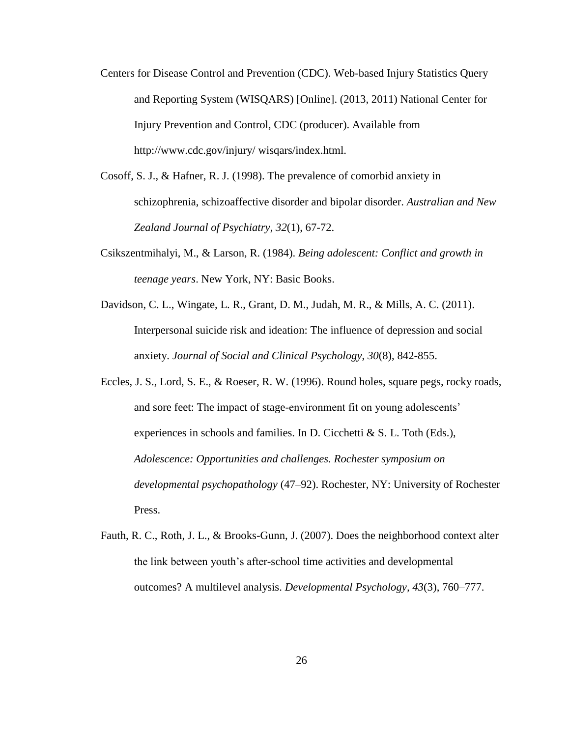Centers for Disease Control and Prevention (CDC). Web-based Injury Statistics Query and Reporting System (WISQARS) [Online]. (2013, 2011) National Center for Injury Prevention and Control, CDC (producer). Available from http://www.cdc.gov/injury/ wisqars/index.html.

Cosoff, S. J., & Hafner, R. J. (1998). The prevalence of comorbid anxiety in schizophrenia, schizoaffective disorder and bipolar disorder. *Australian and New Zealand Journal of Psychiatry*, *32*(1), 67-72.

Csikszentmihalyi, M., & Larson, R. (1984). *Being adolescent: Conflict and growth in teenage years*. New York, NY: Basic Books.

Davidson, C. L., Wingate, L. R., Grant, D. M., Judah, M. R., & Mills, A. C. (2011). Interpersonal suicide risk and ideation: The influence of depression and social anxiety. *Journal of Social and Clinical Psychology*, *30*(8), 842-855.

Eccles, J. S., Lord, S. E., & Roeser, R. W. (1996). Round holes, square pegs, rocky roads, and sore feet: The impact of stage-environment fit on young adolescents' experiences in schools and families. In D. Cicchetti & S. L. Toth (Eds.), *Adolescence: Opportunities and challenges. Rochester symposium on developmental psychopathology* (47–92). Rochester, NY: University of Rochester Press.

Fauth, R. C., Roth, J. L., & Brooks-Gunn, J. (2007). Does the neighborhood context alter the link between youth's after-school time activities and developmental outcomes? A multilevel analysis. *Developmental Psychology*, *43*(3), 760–777.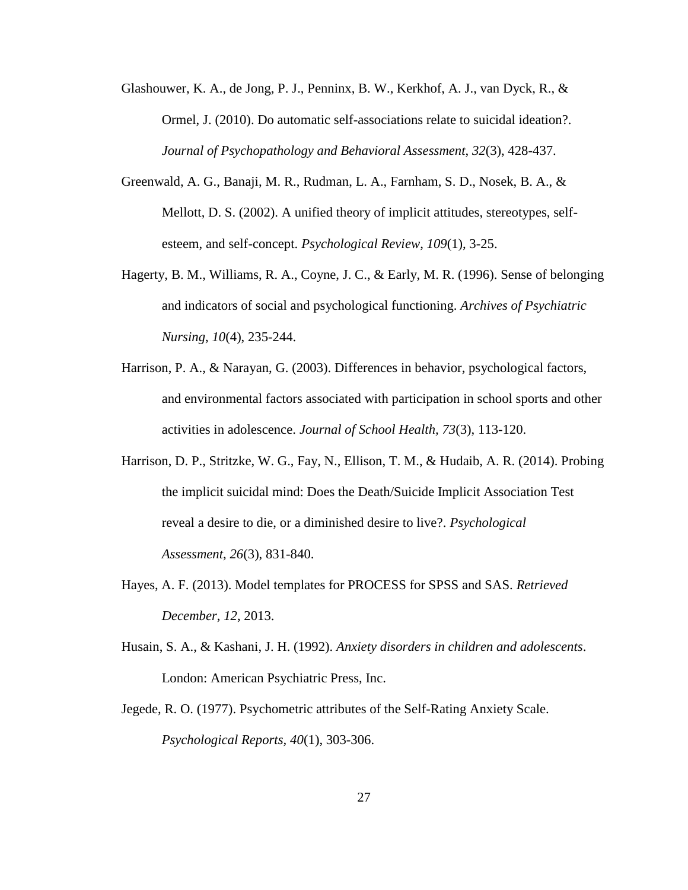Glashouwer, K. A., de Jong, P. J., Penninx, B. W., Kerkhof, A. J., van Dyck, R., & Ormel, J. (2010). Do automatic self-associations relate to suicidal ideation?. *Journal of Psychopathology and Behavioral Assessment*, *32*(3), 428-437.

Greenwald, A. G., Banaji, M. R., Rudman, L. A., Farnham, S. D., Nosek, B. A., & Mellott, D. S. (2002). A unified theory of implicit attitudes, stereotypes, self-esteem, and self-concept. *Psychological Review*, *109*(1), 3-25.

Hagerty, B. M., Williams, R. A., Coyne, J. C., & Early, M. R. (1996). Sense of belonging and indicators of social and psychological functioning. *Archives of Psychiatric Nursing*, *10*(4), 235-244.

Harrison, P. A., & Narayan, G. (2003). Differences in behavior, psychological factors, and environmental factors associated with participation in school sports and other activities in adolescence. *Journal of School Health, 73*(3), 113-120.

Harrison, D. P., Stritzke, W. G., Fay, N., Ellison, T. M., & Hudaib, A. R. (2014). Probing the implicit suicidal mind: Does the Death/Suicide Implicit Association Test reveal a desire to die, or a diminished desire to live?. *Psychological Assessment*, *26*(3), 831-840.

Hayes, A. F. (2013). Model templates for PROCESS for SPSS and SAS. *Retrieved December*, *12*, 2013.

Husain, S. A., & Kashani, J. H. (1992). *Anxiety disorders in children and adolescents*. London: American Psychiatric Press, Inc.

Jegede, R. O. (1977). Psychometric attributes of the Self-Rating Anxiety Scale. *Psychological Reports*, *40*(1), 303-306.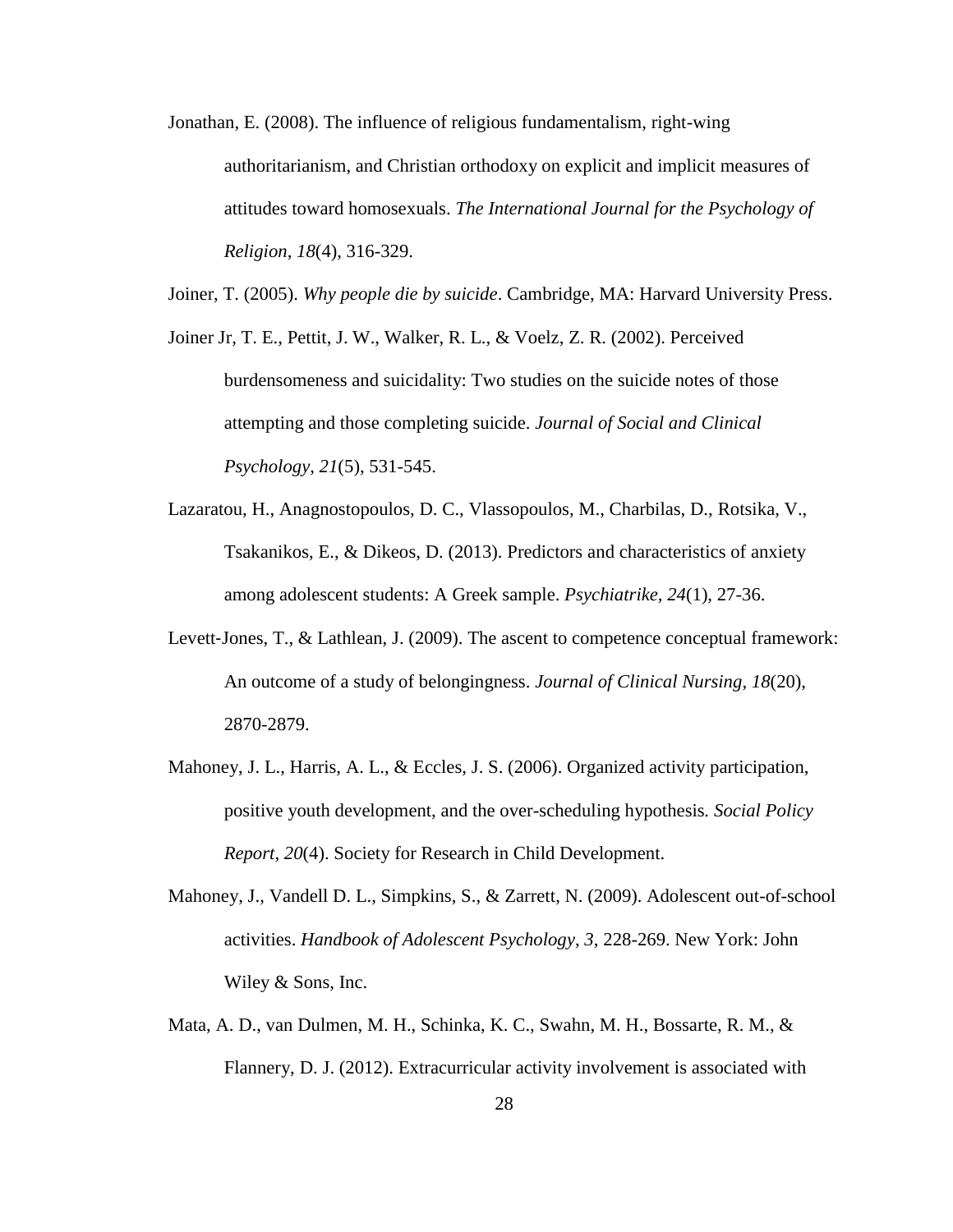Jonathan, E. (2008). The influence of religious fundamentalism, right-wing authoritarianism, and Christian orthodoxy on explicit and implicit measures of attitudes toward homosexuals. *The International Journal for the Psychology of Religion*, *18*(4), 316-329.

Joiner, T. (2005). *Why people die by suicide*. Cambridge, MA: Harvard University Press.

Joiner Jr, T. E., Pettit, J. W., Walker, R. L., & Voelz, Z. R. (2002). Perceived burdensomeness and suicidality: Two studies on the suicide notes of those attempting and those completing suicide. *Journal of Social and Clinical Psychology*, *21*(5), 531-545.

Lazaratou, H., Anagnostopoulos, D. C., Vlassopoulos, M., Charbilas, D., Rotsika, V., Tsakanikos, E., & Dikeos, D. (2013). Predictors and characteristics of anxiety among adolescent students: A Greek sample. *Psychiatrike, 24*(1), 27-36.

Levett-Jones, T., & Lathlean, J. (2009). The ascent to competence conceptual framework: An outcome of a study of belongingness. *Journal of Clinical Nursing*, *18*(20), 2870-2879.

Mahoney, J. L., Harris, A. L., & Eccles, J. S. (2006). Organized activity participation, positive youth development, and the over-scheduling hypothesis. *Social Policy Report, 20*(4). Society for Research in Child Development.

Mahoney, J., Vandell D. L., Simpkins, S., & Zarrett, N. (2009). Adolescent out-of-school activities. *Handbook of Adolescent Psychology*, *3*, 228-269. New York: John Wiley & Sons, Inc.

Mata, A. D., van Dulmen, M. H., Schinka, K. C., Swahn, M. H., Bossarte, R. M., & Flannery, D. J. (2012). Extracurricular activity involvement is associated with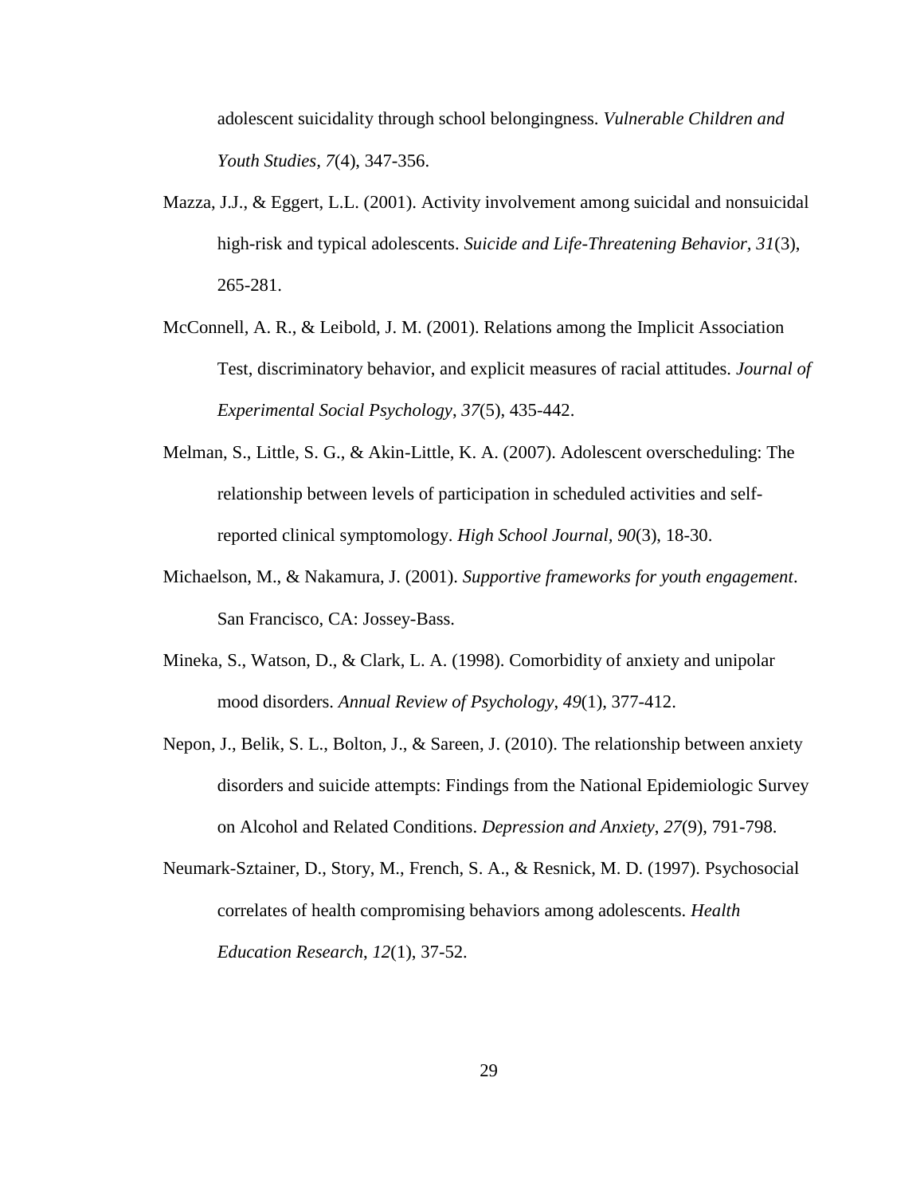adolescent suicidality through school belongingness. *Vulnerable Children and Youth Studies, 7*(4), 347-356.

Mazza, J.J., & Eggert, L.L. (2001). Activity involvement among suicidal and nonsuicidal high-risk and typical adolescents. *Suicide and Life-Threatening Behavior*, *31*(3), 265-281.

McConnell, A. R., & Leibold, J. M. (2001). Relations among the Implicit Association Test, discriminatory behavior, and explicit measures of racial attitudes. *Journal of Experimental Social Psychology*, *37*(5), 435-442.

Melman, S., Little, S. G., & Akin-Little, K. A. (2007). Adolescent overscheduling: The relationship between levels of participation in scheduled activities and self-reported clinical symptomology. *High School Journal*, *90*(3), 18-30.

Michaelson, M., & Nakamura, J. (2001). *Supportive frameworks for youth engagement*. San Francisco, CA: Jossey-Bass.

Mineka, S., Watson, D., & Clark, L. A. (1998). Comorbidity of anxiety and unipolar mood disorders. *Annual Review of Psychology*, *49*(1), 377-412.

Nepon, J., Belik, S. L., Bolton, J., & Sareen, J. (2010). The relationship between anxiety disorders and suicide attempts: Findings from the National Epidemiologic Survey on Alcohol and Related Conditions. *Depression and Anxiety*, *27*(9), 791-798.

Neumark-Sztainer, D., Story, M., French, S. A., & Resnick, M. D. (1997). Psychosocial correlates of health compromising behaviors among adolescents. *Health Education Research*, *12*(1), 37-52.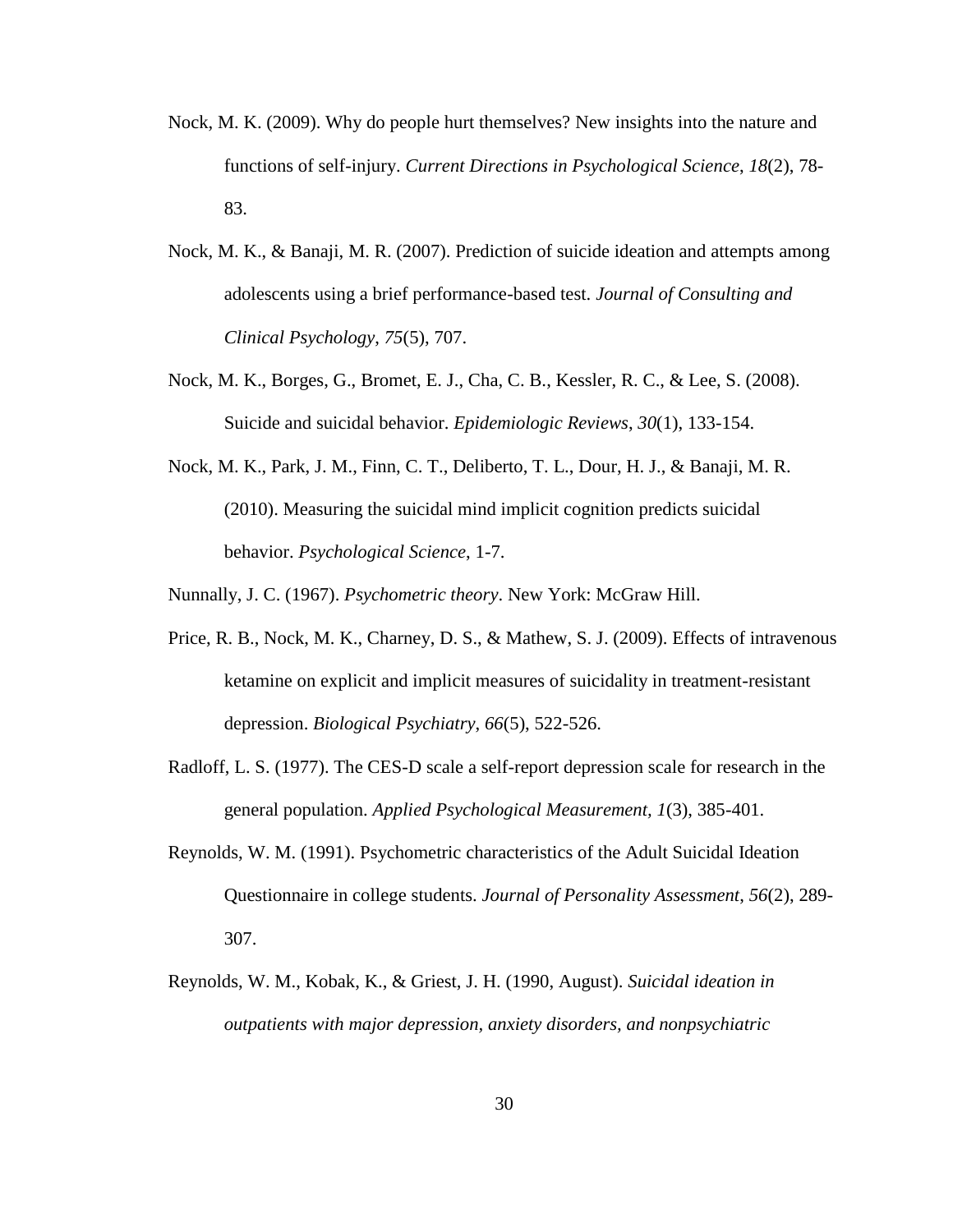Nock, M. K. (2009). Why do people hurt themselves? New insights into the nature and functions of self-injury. *Current Directions in Psychological Science*, *18*(2), 78-83.

Nock, M. K., & Banaji, M. R. (2007). Prediction of suicide ideation and attempts among adolescents using a brief performance-based test. *Journal of Consulting and Clinical Psychology*, *75*(5), 707.

Nock, M. K., Borges, G., Bromet, E. J., Cha, C. B., Kessler, R. C., & Lee, S. (2008). Suicide and suicidal behavior. *Epidemiologic Reviews*, *30*(1), 133-154.

Nock, M. K., Park, J. M., Finn, C. T., Deliberto, T. L., Dour, H. J., & Banaji, M. R. (2010). Measuring the suicidal mind implicit cognition predicts suicidal behavior. *Psychological Science*, 1-7.

Nunnally, J. C. (1967). *Psychometric theory*. New York: McGraw Hill.

Price, R. B., Nock, M. K., Charney, D. S., & Mathew, S. J. (2009). Effects of intravenous ketamine on explicit and implicit measures of suicidality in treatment-resistant depression. *Biological Psychiatry*, *66*(5), 522-526.

Radloff, L. S. (1977). The CES-D scale a self-report depression scale for research in the general population. *Applied Psychological Measurement*, *1*(3), 385-401.

Reynolds, W. M. (1991). Psychometric characteristics of the Adult Suicidal Ideation Questionnaire in college students. *Journal of Personality Assessment*, *56*(2), 289-307.

Reynolds, W. M., Kobak, K., & Griest, J. H. (1990, August). *Suicidal ideation in outpatients with major depression, anxiety disorders, and nonpsychiatric*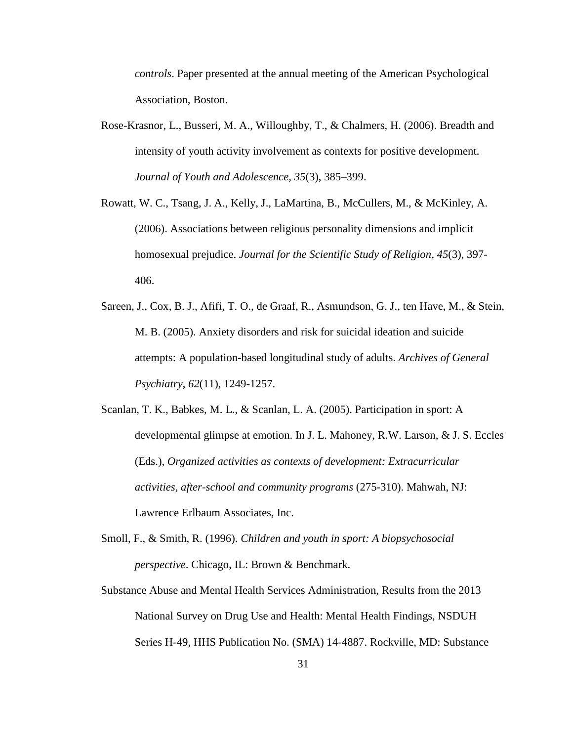*controls*. Paper presented at the annual meeting of the American Psychological Association, Boston.

Rose-Krasnor, L., Busseri, M. A., Willoughby, T., & Chalmers, H. (2006). Breadth and intensity of youth activity involvement as contexts for positive development. *Journal of Youth and Adolescence, 35*(3), 385–399.

Rowatt, W. C., Tsang, J. A., Kelly, J., LaMartina, B., McCullers, M., & McKinley, A. (2006). Associations between religious personality dimensions and implicit homosexual prejudice. *Journal for the Scientific Study of Religion*, *45*(3), 397-406.

Sareen, J., Cox, B. J., Afifi, T. O., de Graaf, R., Asmundson, G. J., ten Have, M., & Stein, M. B. (2005). Anxiety disorders and risk for suicidal ideation and suicide attempts: A population-based longitudinal study of adults. *Archives of General Psychiatry*, *62*(11), 1249-1257.

Scanlan, T. K., Babkes, M. L., & Scanlan, L. A. (2005). Participation in sport: A developmental glimpse at emotion. In J. L. Mahoney, R.W. Larson, & J. S. Eccles (Eds.), *Organized activities as contexts of development: Extracurricular activities, after-school and community programs* (275-310). Mahwah, NJ: Lawrence Erlbaum Associates, Inc.

Smoll, F., & Smith, R. (1996). *Children and youth in sport: A biopsychosocial perspective*. Chicago, IL: Brown & Benchmark.

Substance Abuse and Mental Health Services Administration, Results from the 2013 National Survey on Drug Use and Health: Mental Health Findings, NSDUH Series H-49, HHS Publication No. (SMA) 14-4887. Rockville, MD: Substance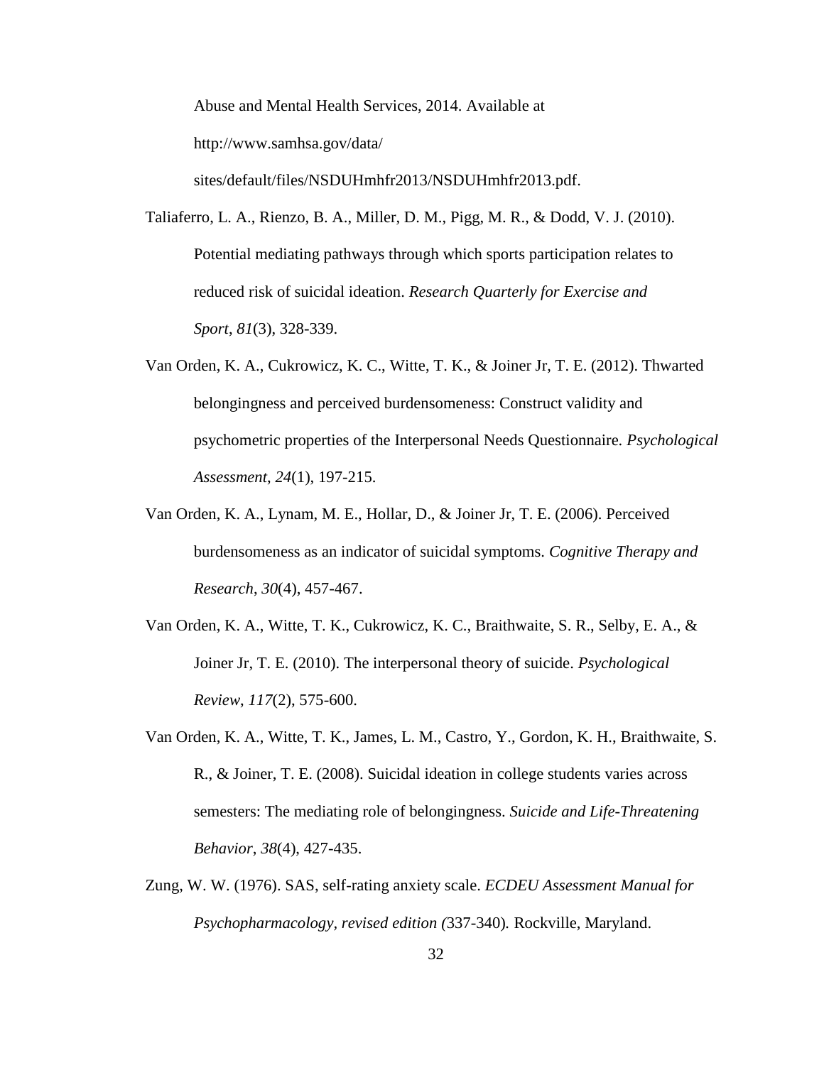Abuse and Mental Health Services, 2014. Available at http://www.samhsa.gov/data/sites/default/files/NSDUHmhfr2013/NSDUHmhfr2013.pdf.

Taliaferro, L. A., Rienzo, B. A., Miller, D. M., Pigg, M. R., & Dodd, V. J. (2010). Potential mediating pathways through which sports participation relates to reduced risk of suicidal ideation. *Research Quarterly for Exercise and Sport*, *81*(3), 328-339.

Van Orden, K. A., Cukrowicz, K. C., Witte, T. K., & Joiner Jr, T. E. (2012). Thwarted belongingness and perceived burdensomeness: Construct validity and psychometric properties of the Interpersonal Needs Questionnaire. *Psychological Assessment*, *24*(1), 197-215.

Van Orden, K. A., Lynam, M. E., Hollar, D., & Joiner Jr, T. E. (2006). Perceived burdensomeness as an indicator of suicidal symptoms. *Cognitive Therapy and Research*, *30*(4), 457-467.

Van Orden, K. A., Witte, T. K., Cukrowicz, K. C., Braithwaite, S. R., Selby, E. A., & Joiner Jr, T. E. (2010). The interpersonal theory of suicide. *Psychological Review*, *117*(2), 575-600.

Van Orden, K. A., Witte, T. K., James, L. M., Castro, Y., Gordon, K. H., Braithwaite, S. R., & Joiner, T. E. (2008). Suicidal ideation in college students varies across semesters: The mediating role of belongingness. *Suicide and Life-Threatening Behavior*, *38*(4), 427-435.

Zung, W. W. (1976). SAS, self-rating anxiety scale. *ECDEU Assessment Manual for Psychopharmacology, revised edition (*337-340)*.* Rockville, Maryland.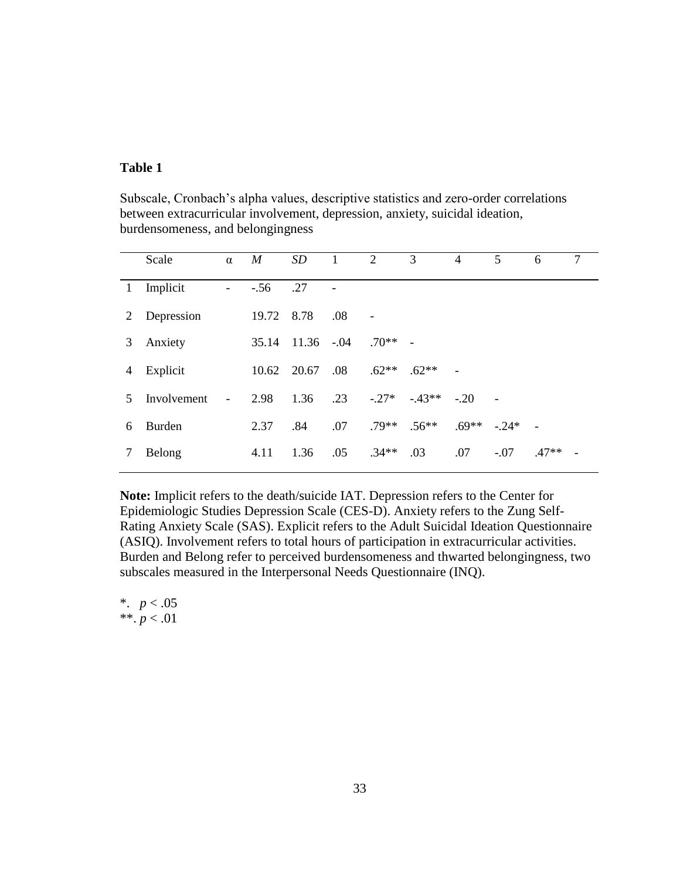**Table 1**

Subscale, Cronbach's alpha values, descriptive statistics and zero-order correlations between extracurricular involvement, depression, anxiety, suicidal ideation, burdensomeness, and belongingness

| | Scale | α | *M* | *SD* | 1 | 2 | 3 | 4 | 5 | 6 | 7 |
|---|---|---|---|---|---|---|---|---|---|---|---|
| 1 | Implicit | - | -.56 | .27 | - | | | | | | |
| 2 | Depression | | 19.72 | 8.78 | .08 | - | | | | | |
| 3 | Anxiety | | 35.14 | 11.36 | -.04 | .70** | - | | | | |
| 4 | Explicit | | 10.62 | 20.67 | .08 | .62** | .62** | - | | | |
| 5 | Involvement | - | 2.98 | 1.36 | .23 | -.27* | -.43** | -.20 | - | | |
| 6 | Burden | | 2.37 | .84 | .07 | .79** | .56** | .69** | -.24* | - | |
| 7 | Belong | | 4.11 | 1.36 | .05 | .34** | .03 | .07 | -.07 | .47** | - |

**Note:** Implicit refers to the death/suicide IAT. Depression refers to the Center for Epidemiologic Studies Depression Scale (CES-D). Anxiety refers to the Zung Self-Rating Anxiety Scale (SAS). Explicit refers to the Adult Suicidal Ideation Questionnaire (ASIQ). Involvement refers to total hours of participation in extracurricular activities. Burden and Belong refer to perceived burdensomeness and thwarted belongingness, two subscales measured in the Interpersonal Needs Questionnaire (INQ).

*. $p < .05$
**. $p < .01$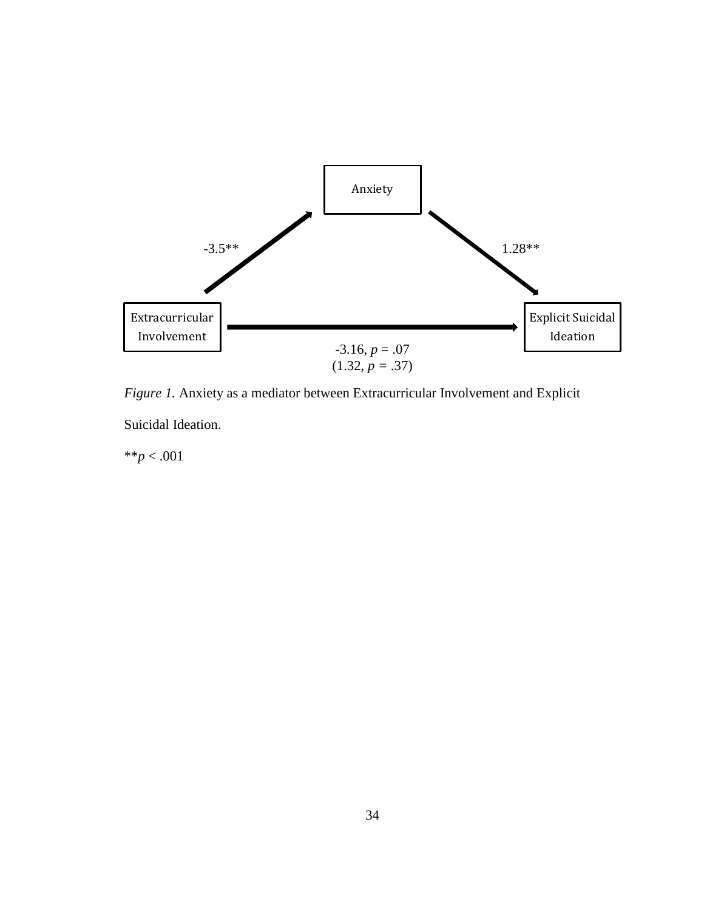Anxiety

-3.5**

1.28**

Extracurricular Involvement

Explicit Suicidal Ideation

-3.16, $p$ = .07
(1.32, $p$ = .37)

*Figure 1.* Anxiety as a mediator between Extracurricular Involvement and Explicit Suicidal Ideation.

**$p < .001$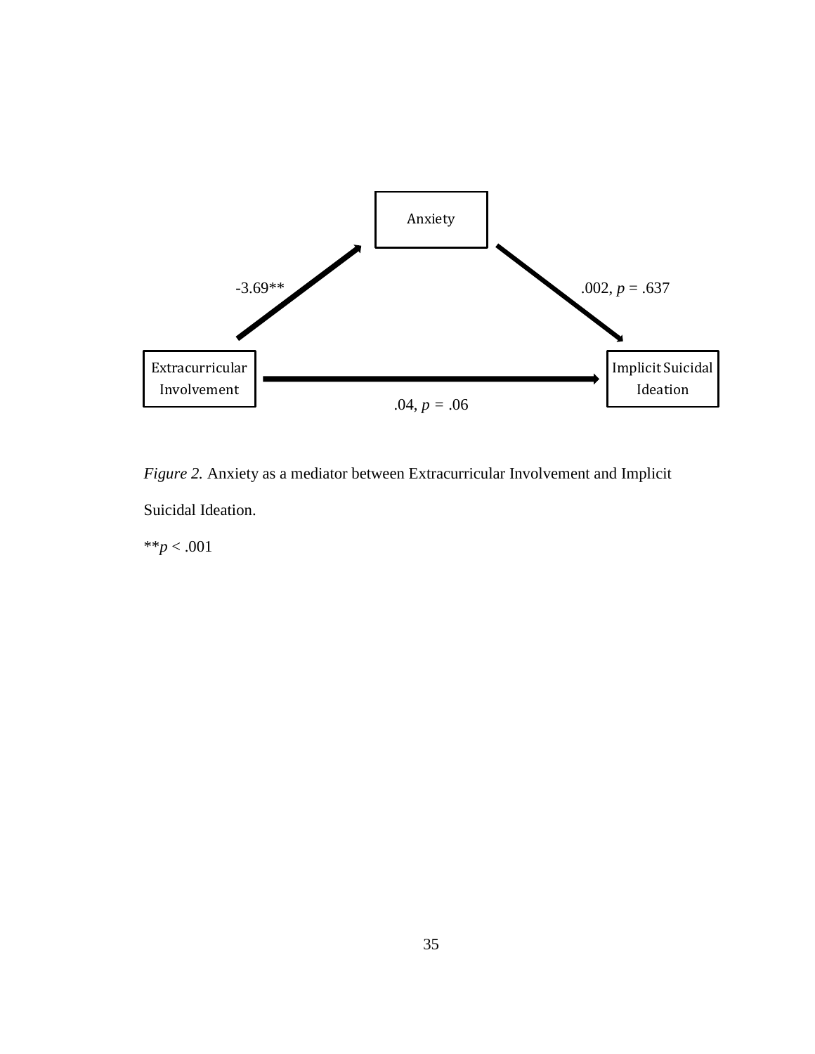Anxiety

-3.69**

.002, $p = .637$

Extracurricular Involvement

Implicit Suicidal Ideation

.04, $p = .06$

*Figure 2.* Anxiety as a mediator between Extracurricular Involvement and Implicit Suicidal Ideation.

**$p < .001$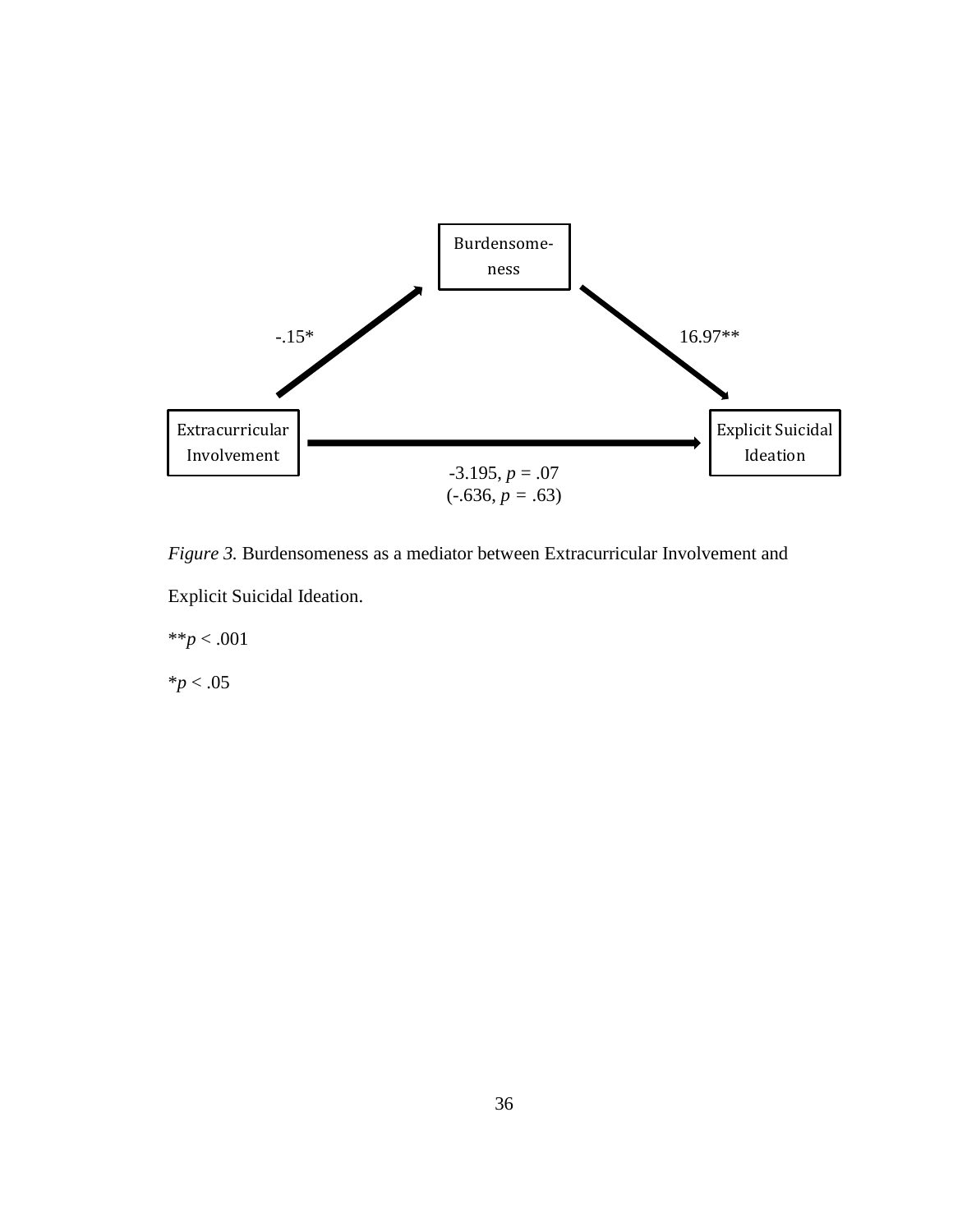Burdensome-ness

-.15*

16.97**

Extracurricular Involvement

Explicit Suicidal Ideation

-3.195, $p$ = .07
(-.636, $p$ = .63)

*Figure 3.* Burdensomeness as a mediator between Extracurricular Involvement and Explicit Suicidal Ideation.

**$p$ < .001

*$p$ < .05